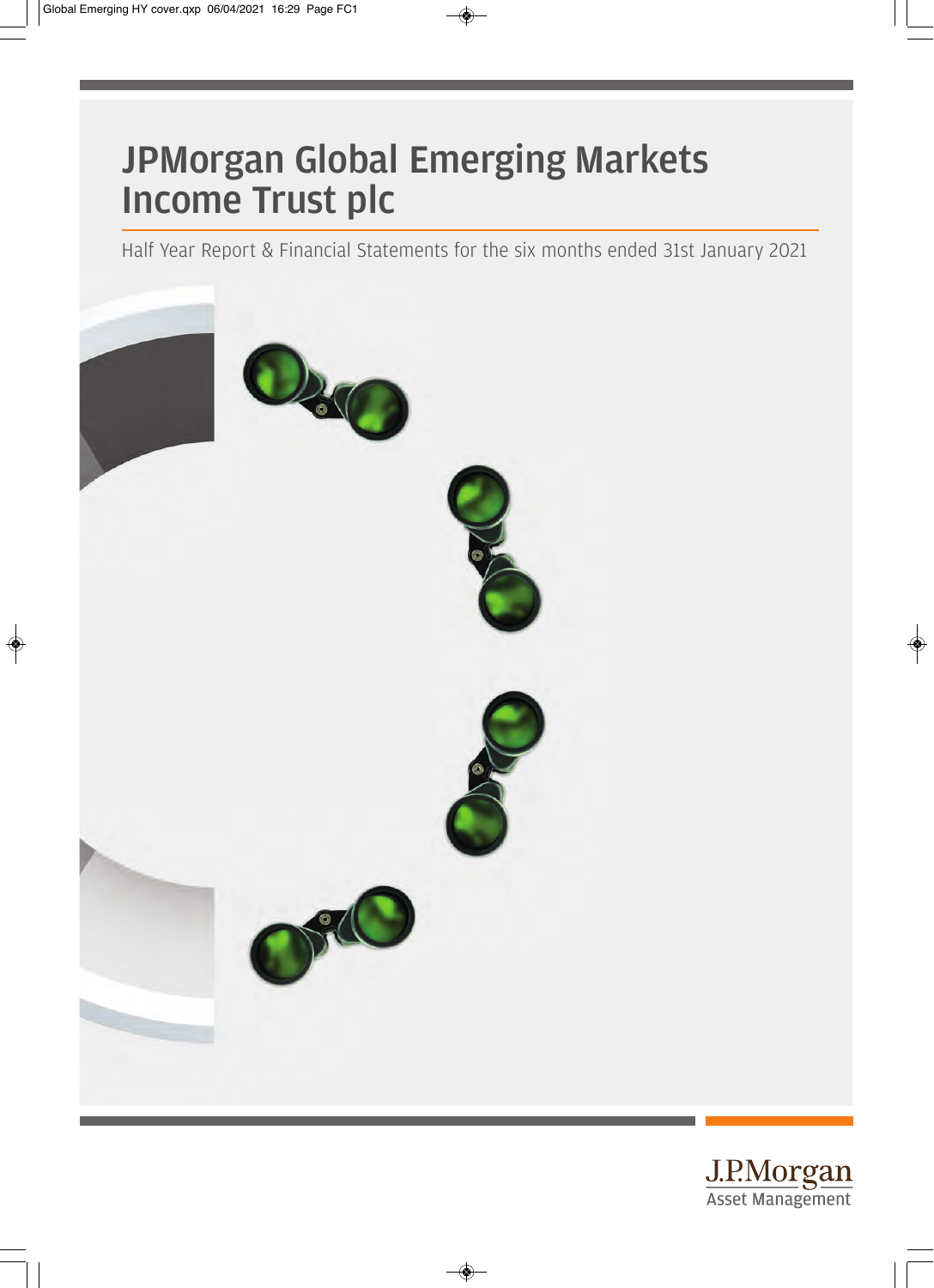# JPMorgan Global Emerging Markets Income Trust plc

Half Year Report & Financial Statements for the six months ended 31st January 2021

J.P.Morgan
Asset Management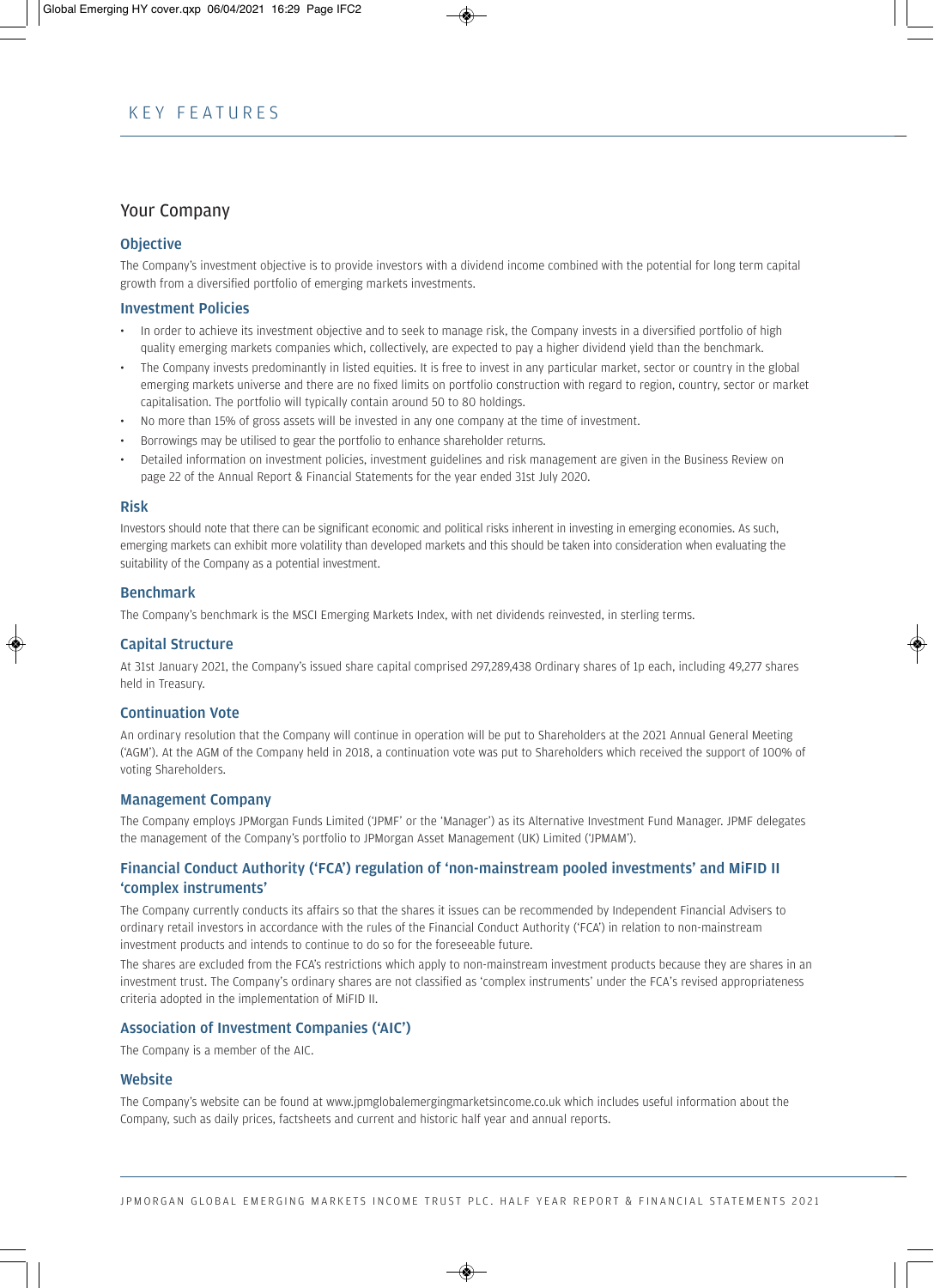# KEY FEATURES

## Your Company

### Objective

The Company's investment objective is to provide investors with a dividend income combined with the potential for long term capital growth from a diversified portfolio of emerging markets investments.

### Investment Policies

- In order to achieve its investment objective and to seek to manage risk, the Company invests in a diversified portfolio of high quality emerging markets companies which, collectively, are expected to pay a higher dividend yield than the benchmark.
- The Company invests predominantly in listed equities. It is free to invest in any particular market, sector or country in the global emerging markets universe and there are no fixed limits on portfolio construction with regard to region, country, sector or market capitalisation. The portfolio will typically contain around 50 to 80 holdings.
- No more than 15% of gross assets will be invested in any one company at the time of investment.
- Borrowings may be utilised to gear the portfolio to enhance shareholder returns.
- Detailed information on investment policies, investment guidelines and risk management are given in the Business Review on page 22 of the Annual Report & Financial Statements for the year ended 31st July 2020.

### Risk

Investors should note that there can be significant economic and political risks inherent in investing in emerging economies. As such, emerging markets can exhibit more volatility than developed markets and this should be taken into consideration when evaluating the suitability of the Company as a potential investment.

### Benchmark

The Company's benchmark is the MSCI Emerging Markets Index, with net dividends reinvested, in sterling terms.

### Capital Structure

At 31st January 2021, the Company's issued share capital comprised 297,289,438 Ordinary shares of 1p each, including 49,277 shares held in Treasury.

### Continuation Vote

An ordinary resolution that the Company will continue in operation will be put to Shareholders at the 2021 Annual General Meeting ('AGM'). At the AGM of the Company held in 2018, a continuation vote was put to Shareholders which received the support of 100% of voting Shareholders.

### Management Company

The Company employs JPMorgan Funds Limited ('JPMF' or the 'Manager') as its Alternative Investment Fund Manager. JPMF delegates the management of the Company's portfolio to JPMorgan Asset Management (UK) Limited ('JPMAM').

### Financial Conduct Authority ('FCA') regulation of 'non-mainstream pooled investments' and MiFID II 'complex instruments'

The Company currently conducts its affairs so that the shares it issues can be recommended by Independent Financial Advisers to ordinary retail investors in accordance with the rules of the Financial Conduct Authority ('FCA') in relation to non-mainstream investment products and intends to continue to do so for the foreseeable future.

The shares are excluded from the FCA's restrictions which apply to non-mainstream investment products because they are shares in an investment trust. The Company's ordinary shares are not classified as 'complex instruments' under the FCA's revised appropriateness criteria adopted in the implementation of MiFID II.

### Association of Investment Companies ('AIC')

The Company is a member of the AIC.

### Website

The Company's website can be found at www.jpmglobalemergingmarketsincome.co.uk which includes useful information about the Company, such as daily prices, factsheets and current and historic half year and annual reports.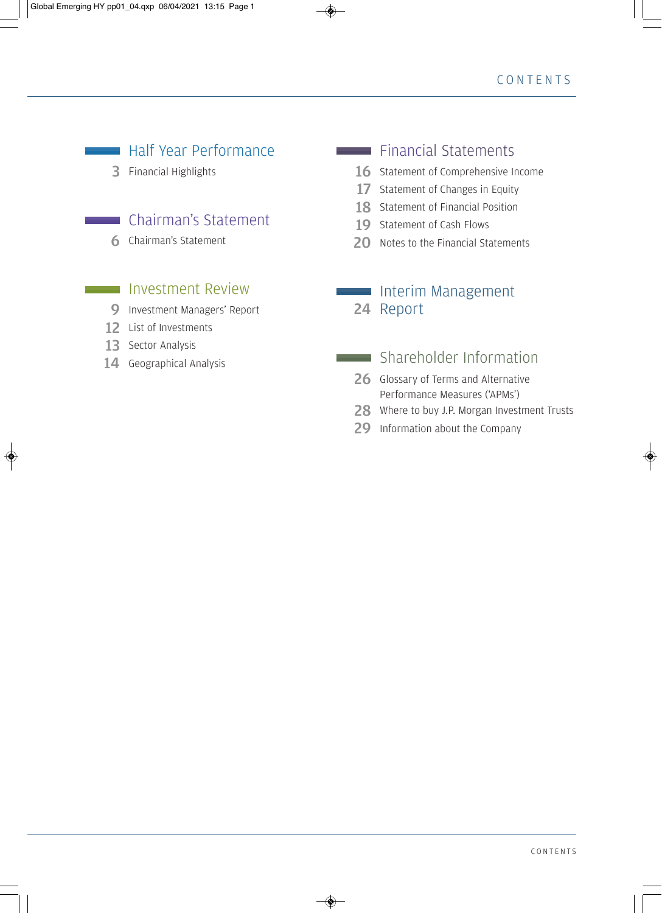# CONTENTS

## Half Year Performance

3 Financial Highlights

## Chairman's Statement

6 Chairman's Statement

## Investment Review

9 Investment Managers' Report

12 List of Investments

13 Sector Analysis

14 Geographical Analysis

## Financial Statements

16 Statement of Comprehensive Income

17 Statement of Changes in Equity

18 Statement of Financial Position

19 Statement of Cash Flows

20 Notes to the Financial Statements

## Interim Management Report

24 Report

## Shareholder Information

26 Glossary of Terms and Alternative Performance Measures ('APMs')

28 Where to buy J.P. Morgan Investment Trusts

29 Information about the Company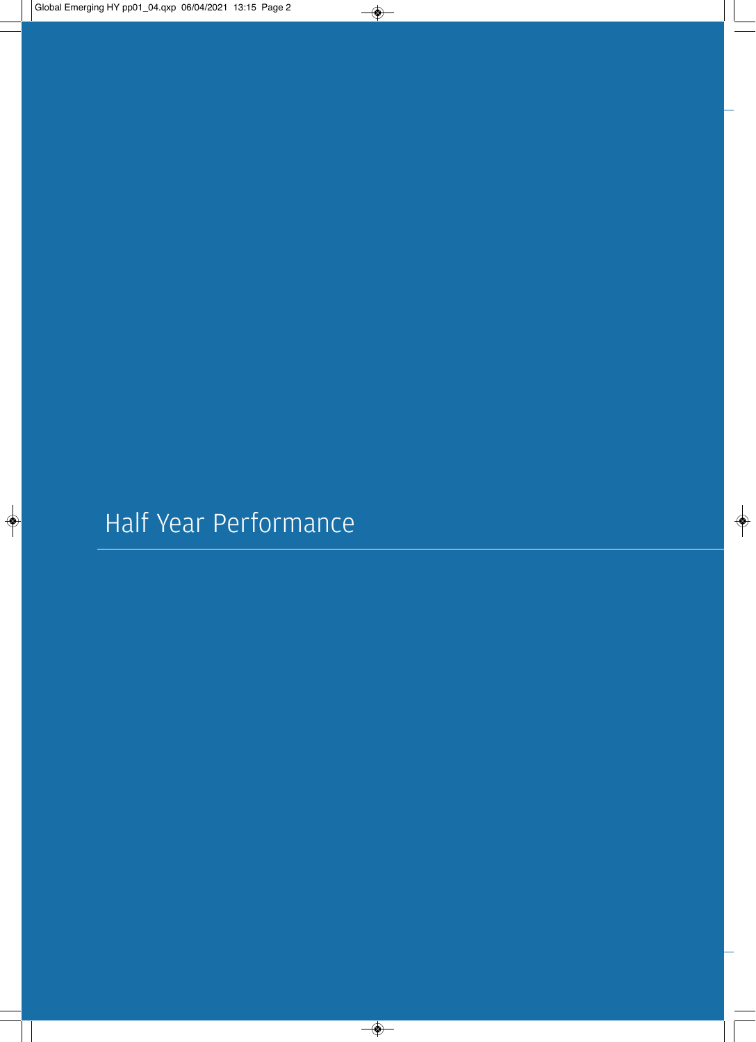# Half Year Performance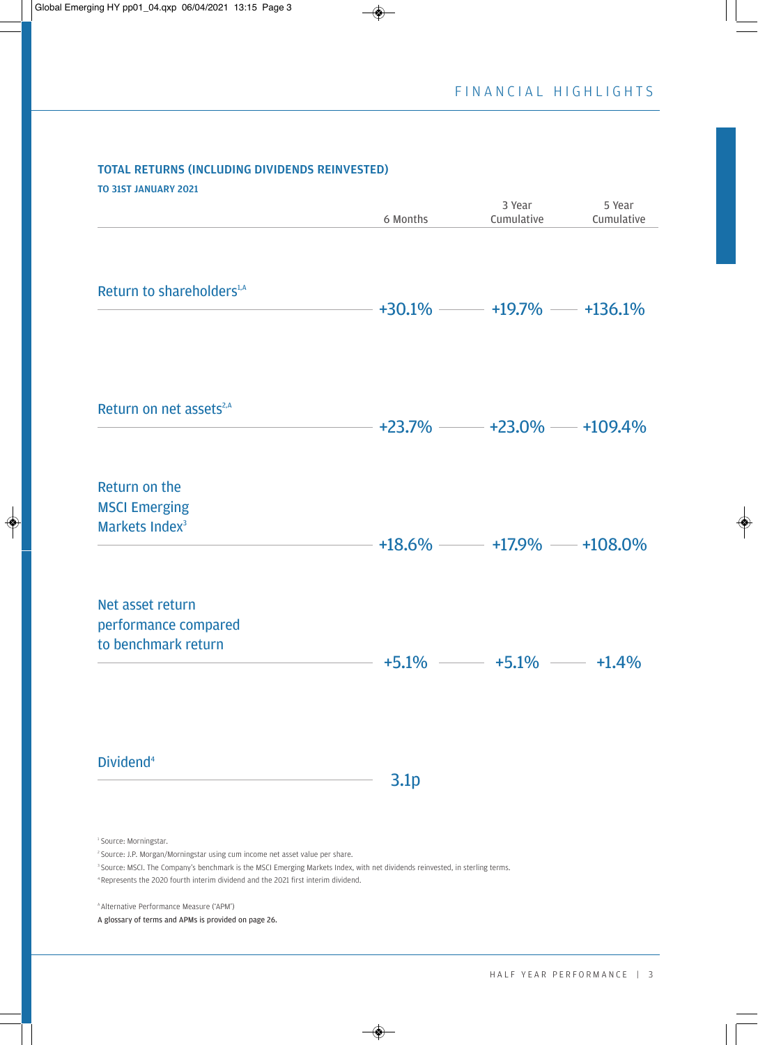# FINANCIAL HIGHLIGHTS

## TOTAL RETURNS (INCLUDING DIVIDENDS REINVESTED)

**TO 31ST JANUARY 2021**

| | 6 Months | 3 Year Cumulative | 5 Year Cumulative |
|---|---|---|---|
| Return to shareholders[1,A] | +30.1% | +19.7% | +136.1% |
| Return on net assets[2,A] | +23.7% | +23.0% | +109.4% |
| Return on the MSCI Emerging Markets Index[3] | +18.6% | +17.9% | +108.0% |
| Net asset return performance compared to benchmark return | +5.1% | +5.1% | +1.4% |
| Dividend[4] | 3.1p | | |

[1] Source: Morningstar.
[2] Source: J.P. Morgan/Morningstar using cum income net asset value per share.
[3] Source: MSCI. The Company's benchmark is the MSCI Emerging Markets Index, with net dividends reinvested, in sterling terms.
[4] Represents the 2020 fourth interim dividend and the 2021 first interim dividend.

[A] Alternative Performance Measure ('APM')
A glossary of terms and APMs is provided on page 26.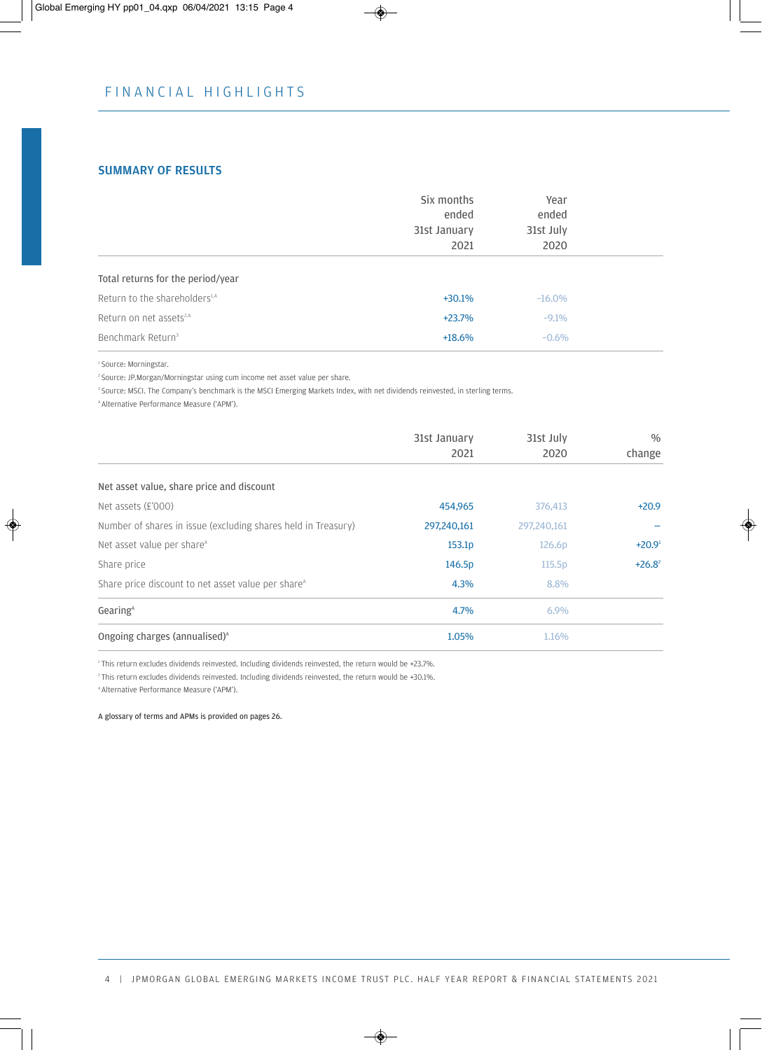# FINANCIAL HIGHLIGHTS

## SUMMARY OF RESULTS

| | Six months ended 31st January 2021 | Year ended 31st July 2020 |
|---|---|---|
| **Total returns for the period/year** | | |
| Return to the shareholders[1,A] | +30.1% | –16.0% |
| Return on net assets[2,A] | +23.7% | –9.1% |
| Benchmark Return[3] | +18.6% | –0.6% |

[1] Source: Morningstar.

[2] Source: J.P.Morgan/Morningstar using cum income net asset value per share.

[3] Source: MSCI. The Company's benchmark is the MSCI Emerging Markets Index, with net dividends reinvested, in sterling terms.

[A] Alternative Performance Measure ('APM').

| | 31st January 2021 | 31st July 2020 | % change |
|---|---|---|---|
| **Net asset value, share price and discount** | | | |
| Net assets (£'000) | 454,965 | 376,413 | +20.9 |
| Number of shares in issue (excluding shares held in Treasury) | 297,240,161 | 297,240,161 | – |
| Net asset value per share[A] | 153.1p | 126.6p | +20.9[1] |
| Share price | 146.5p | 115.5p | +26.8[2] |
| Share price discount to net asset value per share[A] | 4.3% | 8.8% | |
| Gearing[A] | 4.7% | 6.9% | |
| Ongoing charges (annualised)[A] | 1.05% | 1.16% | |

[1] This return excludes dividends reinvested. Including dividends reinvested, the return would be +23.7%.

[2] This return excludes dividends reinvested. Including dividends reinvested, the return would be +30.1%.

[A] Alternative Performance Measure ('APM').

A glossary of terms and APMs is provided on pages 26.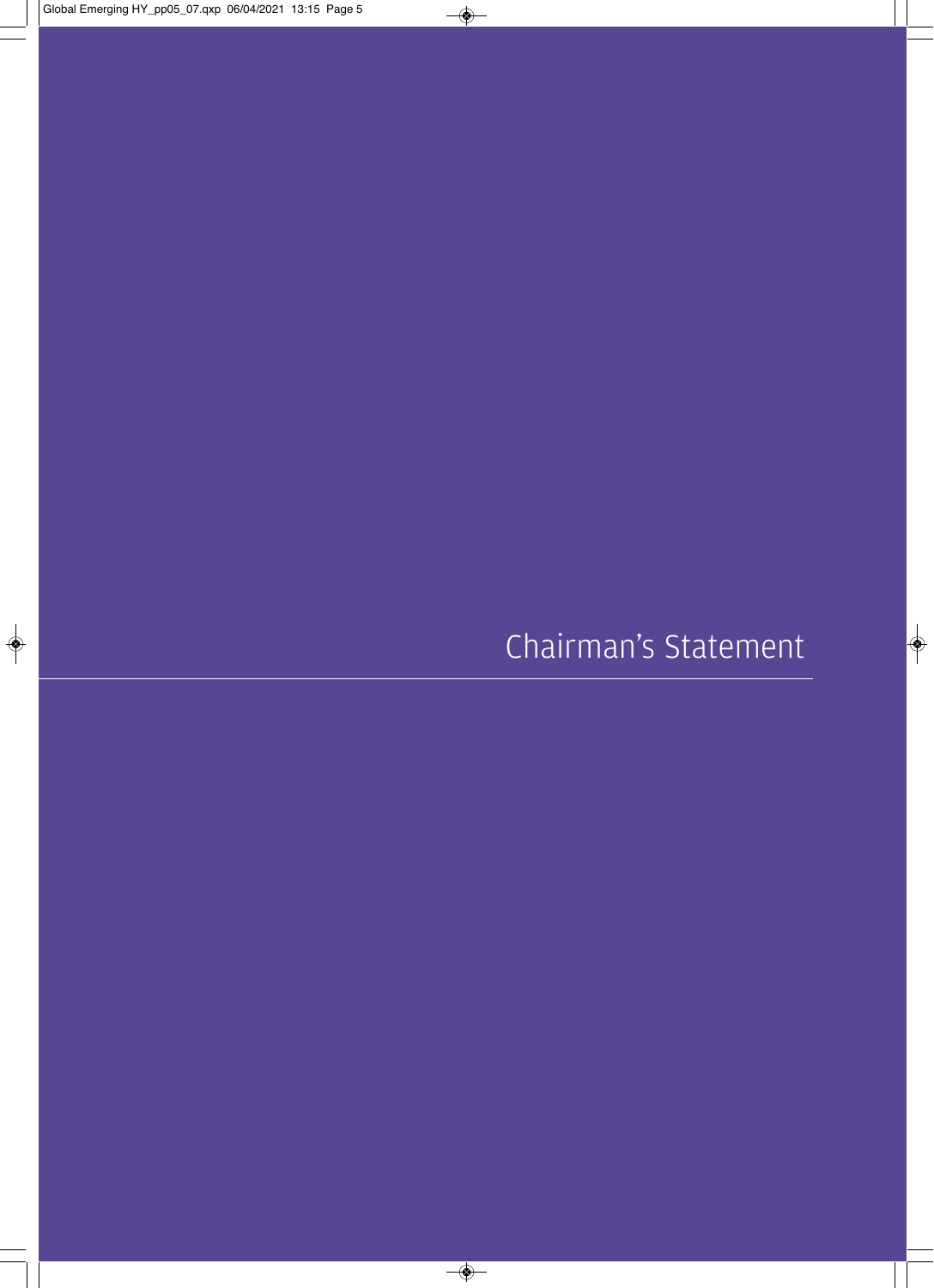# Chairman's Statement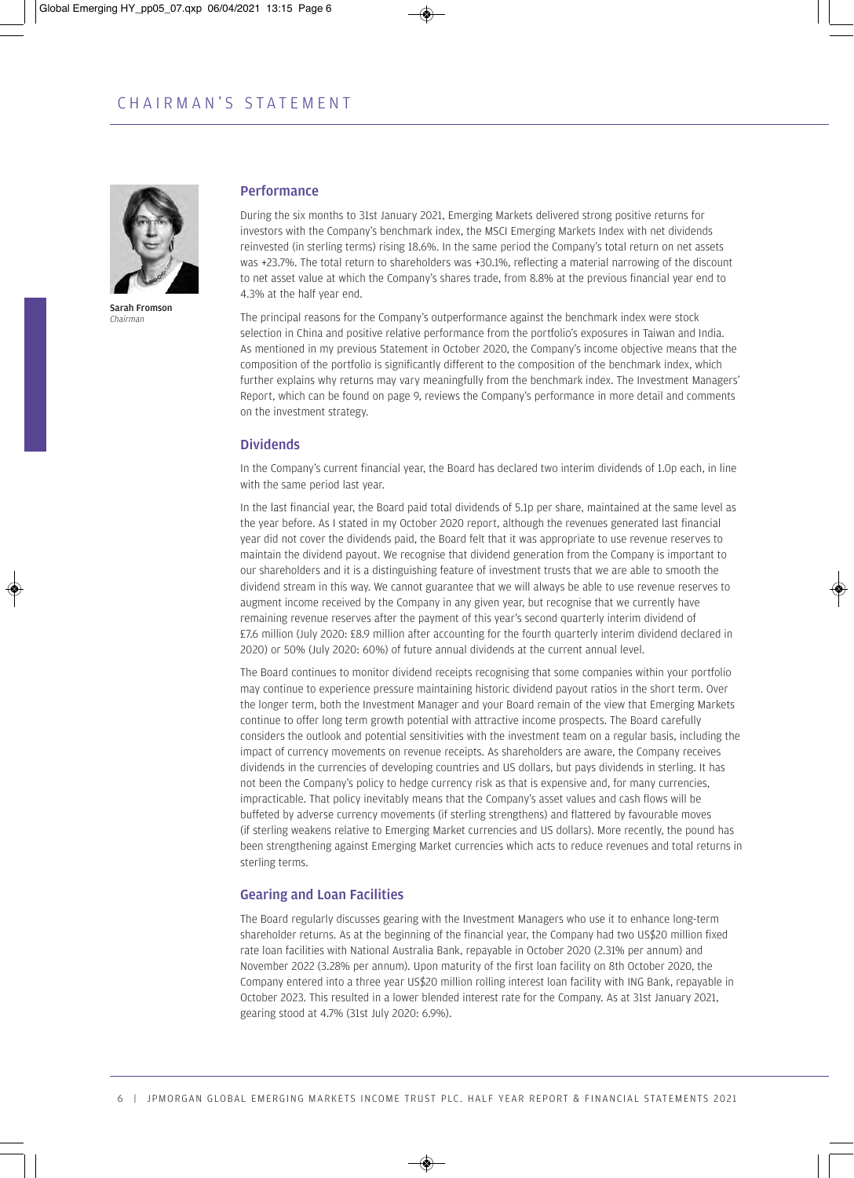# CHAIRMAN'S STATEMENT

**Sarah Fromson**
*Chairman*

## Performance

During the six months to 31st January 2021, Emerging Markets delivered strong positive returns for investors with the Company's benchmark index, the MSCI Emerging Markets Index with net dividends reinvested (in sterling terms) rising 18.6%. In the same period the Company's total return on net assets was +23.7%. The total return to shareholders was +30.1%, reflecting a material narrowing of the discount to net asset value at which the Company's shares trade, from 8.8% at the previous financial year end to 4.3% at the half year end.

The principal reasons for the Company's outperformance against the benchmark index were stock selection in China and positive relative performance from the portfolio's exposures in Taiwan and India. As mentioned in my previous Statement in October 2020, the Company's income objective means that the composition of the portfolio is significantly different to the composition of the benchmark index, which further explains why returns may vary meaningfully from the benchmark index. The Investment Managers' Report, which can be found on page 9, reviews the Company's performance in more detail and comments on the investment strategy.

## Dividends

In the Company's current financial year, the Board has declared two interim dividends of 1.0p each, in line with the same period last year.

In the last financial year, the Board paid total dividends of 5.1p per share, maintained at the same level as the year before. As I stated in my October 2020 report, although the revenues generated last financial year did not cover the dividends paid, the Board felt that it was appropriate to use revenue reserves to maintain the dividend payout. We recognise that dividend generation from the Company is important to our shareholders and it is a distinguishing feature of investment trusts that we are able to smooth the dividend stream in this way. We cannot guarantee that we will always be able to use revenue reserves to augment income received by the Company in any given year, but recognise that we currently have remaining revenue reserves after the payment of this year's second quarterly interim dividend of £7.6 million (July 2020: £8.9 million after accounting for the fourth quarterly interim dividend declared in 2020) or 50% (July 2020: 60%) of future annual dividends at the current annual level.

The Board continues to monitor dividend receipts recognising that some companies within your portfolio may continue to experience pressure maintaining historic dividend payout ratios in the short term. Over the longer term, both the Investment Manager and your Board remain of the view that Emerging Markets continue to offer long term growth potential with attractive income prospects. The Board carefully considers the outlook and potential sensitivities with the investment team on a regular basis, including the impact of currency movements on revenue receipts. As shareholders are aware, the Company receives dividends in the currencies of developing countries and US dollars, but pays dividends in sterling. It has not been the Company's policy to hedge currency risk as that is expensive and, for many currencies, impracticable. That policy inevitably means that the Company's asset values and cash flows will be buffeted by adverse currency movements (if sterling strengthens) and flattered by favourable moves (if sterling weakens relative to Emerging Market currencies and US dollars). More recently, the pound has been strengthening against Emerging Market currencies which acts to reduce revenues and total returns in sterling terms.

## Gearing and Loan Facilities

The Board regularly discusses gearing with the Investment Managers who use it to enhance long-term shareholder returns. As at the beginning of the financial year, the Company had two US$20 million fixed rate loan facilities with National Australia Bank, repayable in October 2020 (2.31% per annum) and November 2022 (3.28% per annum). Upon maturity of the first loan facility on 8th October 2020, the Company entered into a three year US$20 million rolling interest loan facility with ING Bank, repayable in October 2023. This resulted in a lower blended interest rate for the Company. As at 31st January 2021, gearing stood at 4.7% (31st July 2020: 6.9%).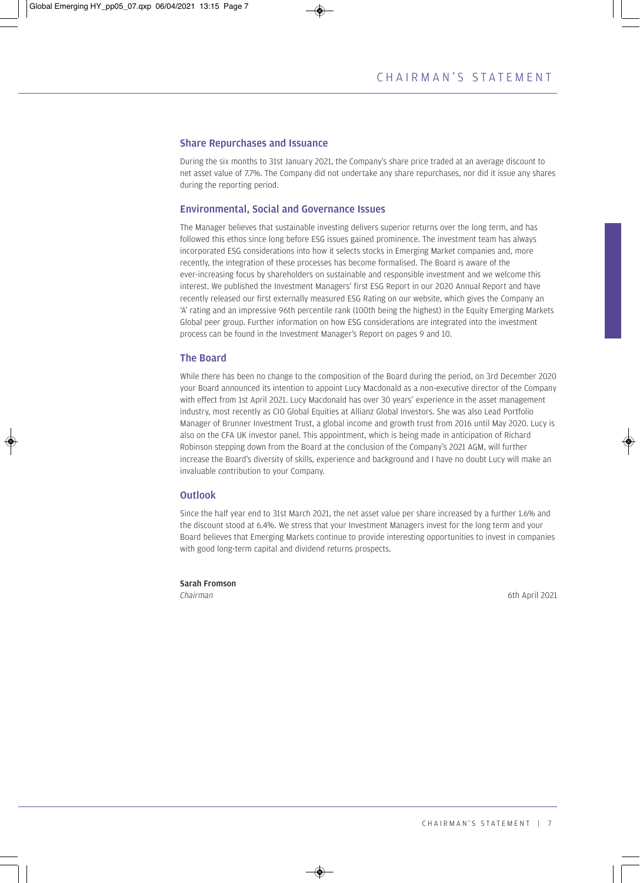## Share Repurchases and Issuance

During the six months to 31st January 2021, the Company's share price traded at an average discount to net asset value of 7.7%. The Company did not undertake any share repurchases, nor did it issue any shares during the reporting period.

## Environmental, Social and Governance Issues

The Manager believes that sustainable investing delivers superior returns over the long term, and has followed this ethos since long before ESG issues gained prominence. The investment team has always incorporated ESG considerations into how it selects stocks in Emerging Market companies and, more recently, the integration of these processes has become formalised. The Board is aware of the ever-increasing focus by shareholders on sustainable and responsible investment and we welcome this interest. We published the Investment Managers' first ESG Report in our 2020 Annual Report and have recently released our first externally measured ESG Rating on our website, which gives the Company an 'A' rating and an impressive 96th percentile rank (100th being the highest) in the Equity Emerging Markets Global peer group. Further information on how ESG considerations are integrated into the investment process can be found in the Investment Manager's Report on pages 9 and 10.

## The Board

While there has been no change to the composition of the Board during the period, on 3rd December 2020 your Board announced its intention to appoint Lucy Macdonald as a non-executive director of the Company with effect from 1st April 2021. Lucy Macdonald has over 30 years' experience in the asset management industry, most recently as CIO Global Equities at Allianz Global Investors. She was also Lead Portfolio Manager of Brunner Investment Trust, a global income and growth trust from 2016 until May 2020. Lucy is also on the CFA UK investor panel. This appointment, which is being made in anticipation of Richard Robinson stepping down from the Board at the conclusion of the Company's 2021 AGM, will further increase the Board's diversity of skills, experience and background and I have no doubt Lucy will make an invaluable contribution to your Company.

## Outlook

Since the half year end to 31st March 2021, the net asset value per share increased by a further 1.6% and the discount stood at 6.4%. We stress that your Investment Managers invest for the long term and your Board believes that Emerging Markets continue to provide interesting opportunities to invest in companies with good long-term capital and dividend returns prospects.

**Sarah Fromson**
*Chairman*

6th April 2021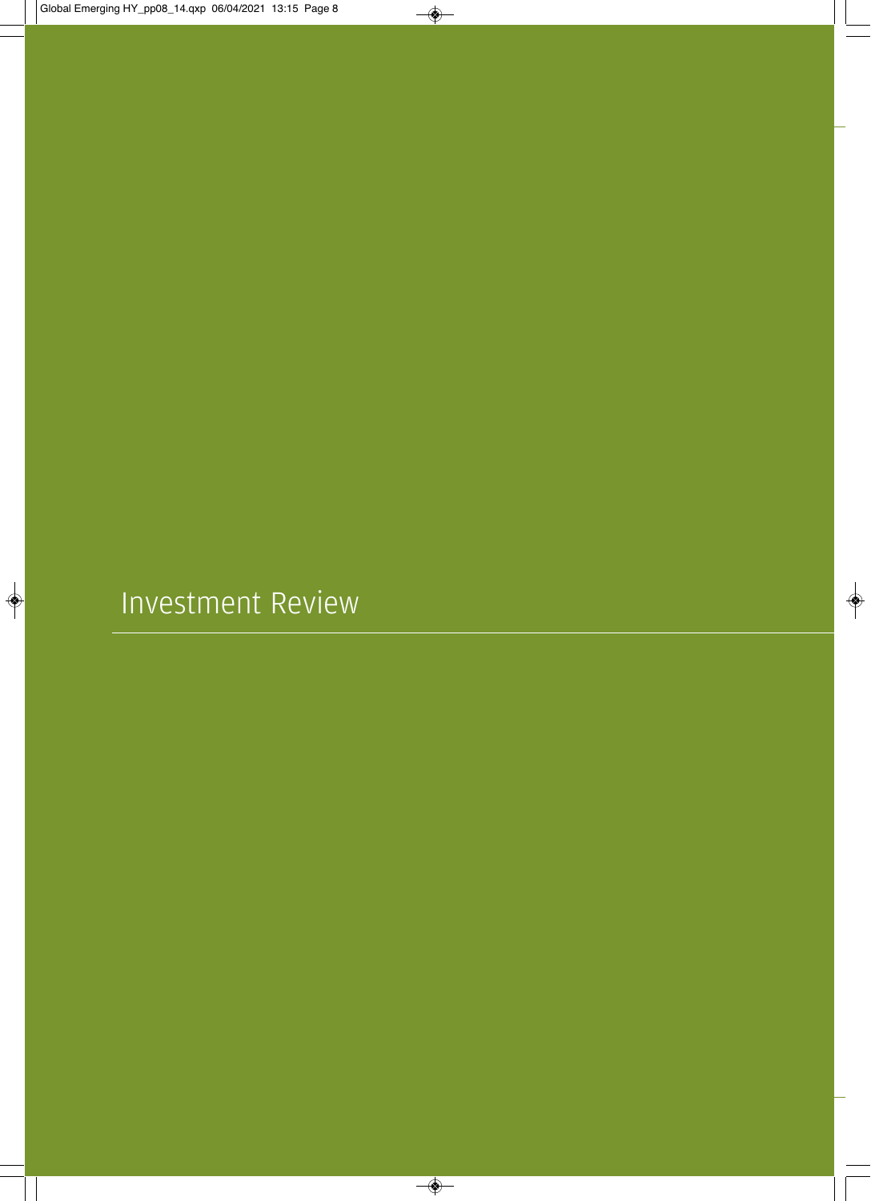# Investment Review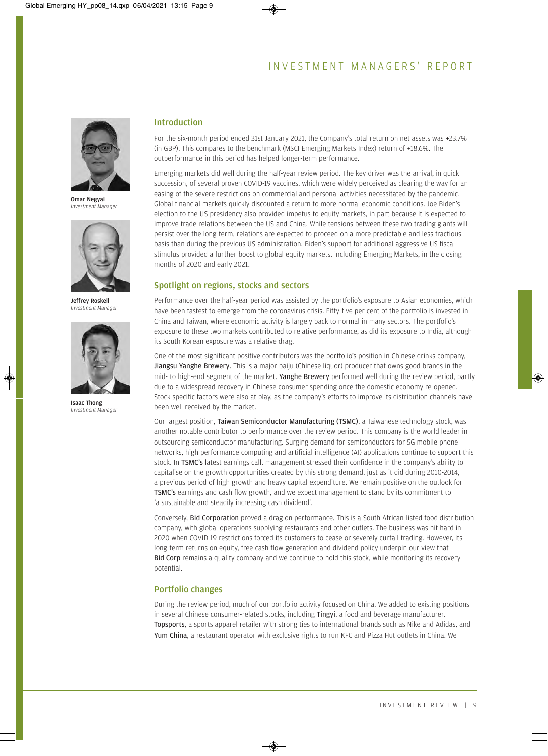# INVESTMENT MANAGERS' REPORT

**Omar Negyal**
*Investment Manager*

**Jeffrey Roskell**
*Investment Manager*

**Isaac Thong**
*Investment Manager*

## Introduction

For the six-month period ended 31st January 2021, the Company's total return on net assets was +23.7% (in GBP). This compares to the benchmark (MSCI Emerging Markets Index) return of +18.6%. The outperformance in this period has helped longer-term performance.

Emerging markets did well during the half-year review period. The key driver was the arrival, in quick succession, of several proven COVID-19 vaccines, which were widely perceived as clearing the way for an easing of the severe restrictions on commercial and personal activities necessitated by the pandemic. Global financial markets quickly discounted a return to more normal economic conditions. Joe Biden's election to the US presidency also provided impetus to equity markets, in part because it is expected to improve trade relations between the US and China. While tensions between these two trading giants will persist over the long-term, relations are expected to proceed on a more predictable and less fractious basis than during the previous US administration. Biden's support for additional aggressive US fiscal stimulus provided a further boost to global equity markets, including Emerging Markets, in the closing months of 2020 and early 2021.

## Spotlight on regions, stocks and sectors

Performance over the half-year period was assisted by the portfolio's exposure to Asian economies, which have been fastest to emerge from the coronavirus crisis. Fifty-five per cent of the portfolio is invested in China and Taiwan, where economic activity is largely back to normal in many sectors. The portfolio's exposure to these two markets contributed to relative performance, as did its exposure to India, although its South Korean exposure was a relative drag.

One of the most significant positive contributors was the portfolio's position in Chinese drinks company, Jiangsu Yanghe Brewery. This is a major baiju (Chinese liquor) producer that owns good brands in the mid- to high-end segment of the market. Yanghe Brewery performed well during the review period, partly due to a widespread recovery in Chinese consumer spending once the domestic economy re-opened. Stock-specific factors were also at play, as the company's efforts to improve its distribution channels have been well received by the market.

Our largest position, Taiwan Semiconductor Manufacturing (TSMC), a Taiwanese technology stock, was another notable contributor to performance over the review period. This company is the world leader in outsourcing semiconductor manufacturing. Surging demand for semiconductors for 5G mobile phone networks, high performance computing and artificial intelligence (AI) applications continue to support this stock. In TSMC's latest earnings call, management stressed their confidence in the company's ability to capitalise on the growth opportunities created by this strong demand, just as it did during 2010-2014, a previous period of high growth and heavy capital expenditure. We remain positive on the outlook for TSMC's earnings and cash flow growth, and we expect management to stand by its commitment to 'a sustainable and steadily increasing cash dividend'.

Conversely, Bid Corporation proved a drag on performance. This is a South African-listed food distribution company, with global operations supplying restaurants and other outlets. The business was hit hard in 2020 when COVID-19 restrictions forced its customers to cease or severely curtail trading. However, its long-term returns on equity, free cash flow generation and dividend policy underpin our view that Bid Corp remains a quality company and we continue to hold this stock, while monitoring its recovery potential.

## Portfolio changes

During the review period, much of our portfolio activity focused on China. We added to existing positions in several Chinese consumer-related stocks, including Tingyi, a food and beverage manufacturer, Topsports, a sports apparel retailer with strong ties to international brands such as Nike and Adidas, and Yum China, a restaurant operator with exclusive rights to run KFC and Pizza Hut outlets in China. We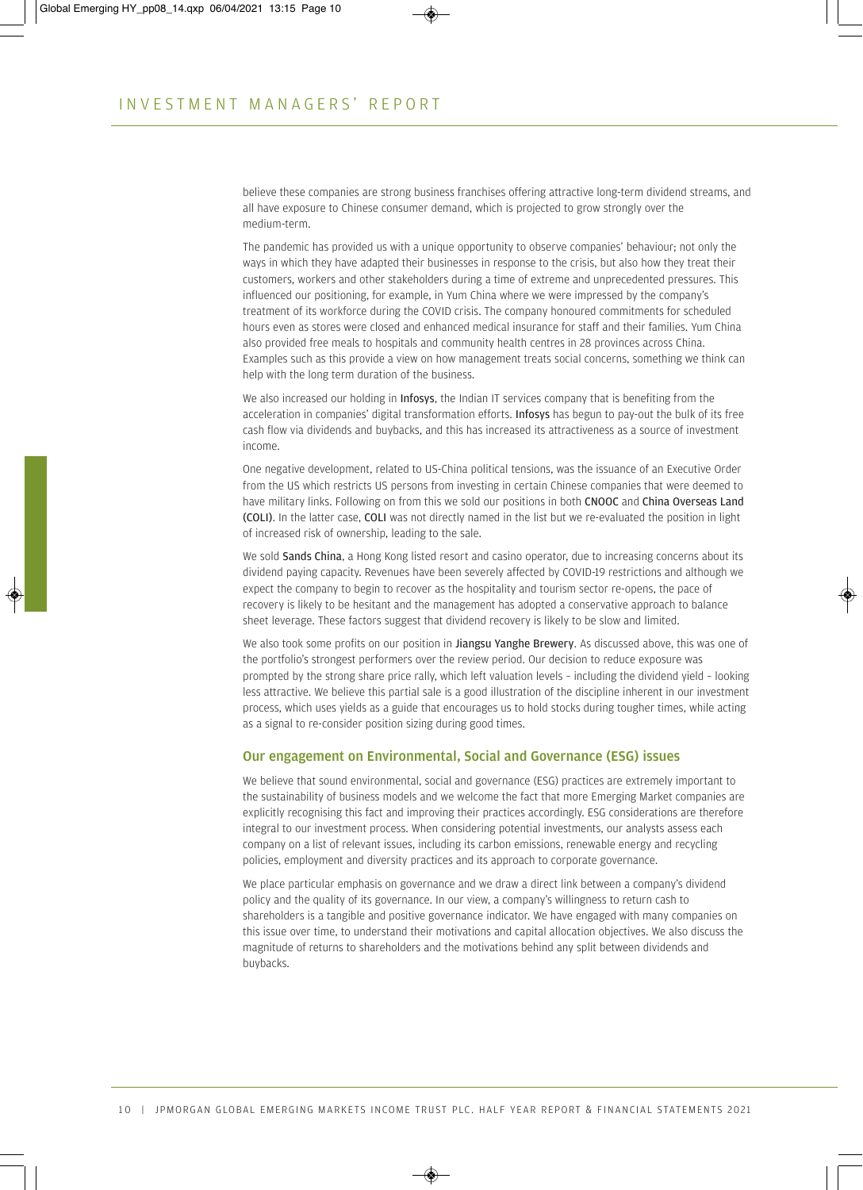believe these companies are strong business franchises offering attractive long-term dividend streams, and all have exposure to Chinese consumer demand, which is projected to grow strongly over the medium-term.

The pandemic has provided us with a unique opportunity to observe companies' behaviour; not only the ways in which they have adapted their businesses in response to the crisis, but also how they treat their customers, workers and other stakeholders during a time of extreme and unprecedented pressures. This influenced our positioning, for example, in Yum China where we were impressed by the company's treatment of its workforce during the COVID crisis. The company honoured commitments for scheduled hours even as stores were closed and enhanced medical insurance for staff and their families. Yum China also provided free meals to hospitals and community health centres in 28 provinces across China. Examples such as this provide a view on how management treats social concerns, something we think can help with the long term duration of the business.

We also increased our holding in **Infosys**, the Indian IT services company that is benefiting from the acceleration in companies' digital transformation efforts. **Infosys** has begun to pay-out the bulk of its free cash flow via dividends and buybacks, and this has increased its attractiveness as a source of investment income.

One negative development, related to US-China political tensions, was the issuance of an Executive Order from the US which restricts US persons from investing in certain Chinese companies that were deemed to have military links. Following on from this we sold our positions in both **CNOOC** and **China Overseas Land (COLI)**. In the latter case, **COLI** was not directly named in the list but we re-evaluated the position in light of increased risk of ownership, leading to the sale.

We sold **Sands China**, a Hong Kong listed resort and casino operator, due to increasing concerns about its dividend paying capacity. Revenues have been severely affected by COVID-19 restrictions and although we expect the company to begin to recover as the hospitality and tourism sector re-opens, the pace of recovery is likely to be hesitant and the management has adopted a conservative approach to balance sheet leverage. These factors suggest that dividend recovery is likely to be slow and limited.

We also took some profits on our position in **Jiangsu Yanghe Brewery**. As discussed above, this was one of the portfolio's strongest performers over the review period. Our decision to reduce exposure was prompted by the strong share price rally, which left valuation levels – including the dividend yield – looking less attractive. We believe this partial sale is a good illustration of the discipline inherent in our investment process, which uses yields as a guide that encourages us to hold stocks during tougher times, while acting as a signal to re-consider position sizing during good times.

## Our engagement on Environmental, Social and Governance (ESG) issues

We believe that sound environmental, social and governance (ESG) practices are extremely important to the sustainability of business models and we welcome the fact that more Emerging Market companies are explicitly recognising this fact and improving their practices accordingly. ESG considerations are therefore integral to our investment process. When considering potential investments, our analysts assess each company on a list of relevant issues, including its carbon emissions, renewable energy and recycling policies, employment and diversity practices and its approach to corporate governance.

We place particular emphasis on governance and we draw a direct link between a company's dividend policy and the quality of its governance. In our view, a company's willingness to return cash to shareholders is a tangible and positive governance indicator. We have engaged with many companies on this issue over time, to understand their motivations and capital allocation objectives. We also discuss the magnitude of returns to shareholders and the motivations behind any split between dividends and buybacks.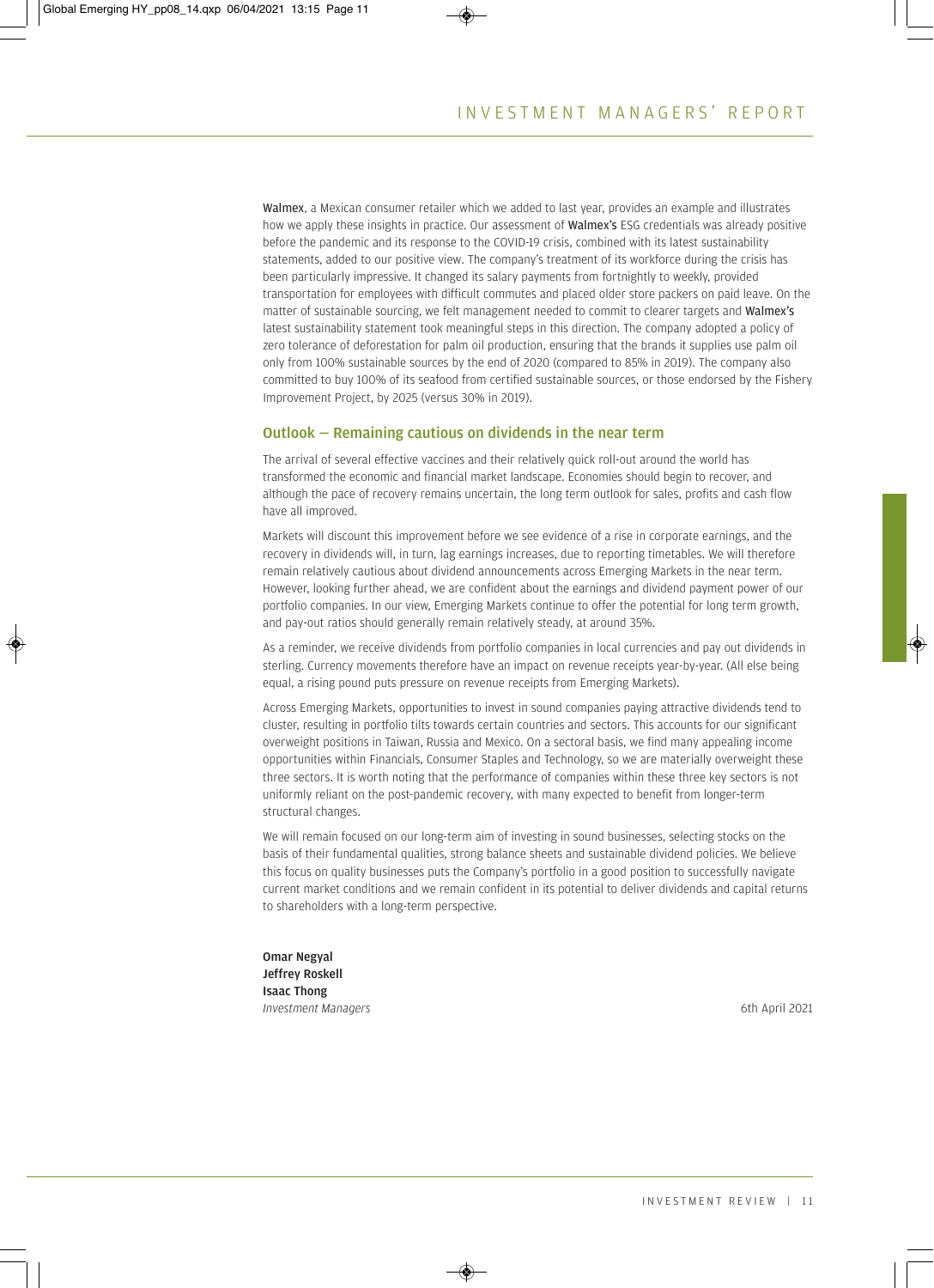**Walmex**, a Mexican consumer retailer which we added to last year, provides an example and illustrates how we apply these insights in practice. Our assessment of **Walmex's** ESG credentials was already positive before the pandemic and its response to the COVID-19 crisis, combined with its latest sustainability statements, added to our positive view. The company's treatment of its workforce during the crisis has been particularly impressive. It changed its salary payments from fortnightly to weekly, provided transportation for employees with difficult commutes and placed older store packers on paid leave. On the matter of sustainable sourcing, we felt management needed to commit to clearer targets and **Walmex's** latest sustainability statement took meaningful steps in this direction. The company adopted a policy of zero tolerance of deforestation for palm oil production, ensuring that the brands it supplies use palm oil only from 100% sustainable sources by the end of 2020 (compared to 85% in 2019). The company also committed to buy 100% of its seafood from certified sustainable sources, or those endorsed by the Fishery Improvement Project, by 2025 (versus 30% in 2019).

## Outlook — Remaining cautious on dividends in the near term

The arrival of several effective vaccines and their relatively quick roll-out around the world has transformed the economic and financial market landscape. Economies should begin to recover, and although the pace of recovery remains uncertain, the long term outlook for sales, profits and cash flow have all improved.

Markets will discount this improvement before we see evidence of a rise in corporate earnings, and the recovery in dividends will, in turn, lag earnings increases, due to reporting timetables. We will therefore remain relatively cautious about dividend announcements across Emerging Markets in the near term. However, looking further ahead, we are confident about the earnings and dividend payment power of our portfolio companies. In our view, Emerging Markets continue to offer the potential for long term growth, and pay-out ratios should generally remain relatively steady, at around 35%.

As a reminder, we receive dividends from portfolio companies in local currencies and pay out dividends in sterling. Currency movements therefore have an impact on revenue receipts year-by-year. (All else being equal, a rising pound puts pressure on revenue receipts from Emerging Markets).

Across Emerging Markets, opportunities to invest in sound companies paying attractive dividends tend to cluster, resulting in portfolio tilts towards certain countries and sectors. This accounts for our significant overweight positions in Taiwan, Russia and Mexico. On a sectoral basis, we find many appealing income opportunities within Financials, Consumer Staples and Technology, so we are materially overweight these three sectors. It is worth noting that the performance of companies within these three key sectors is not uniformly reliant on the post-pandemic recovery, with many expected to benefit from longer-term structural changes.

We will remain focused on our long-term aim of investing in sound businesses, selecting stocks on the basis of their fundamental qualities, strong balance sheets and sustainable dividend policies. We believe this focus on quality businesses puts the Company's portfolio in a good position to successfully navigate current market conditions and we remain confident in its potential to deliver dividends and capital returns to shareholders with a long-term perspective.

**Omar Negyal**
**Jeffrey Roskell**
**Isaac Thong**
*Investment Managers*

6th April 2021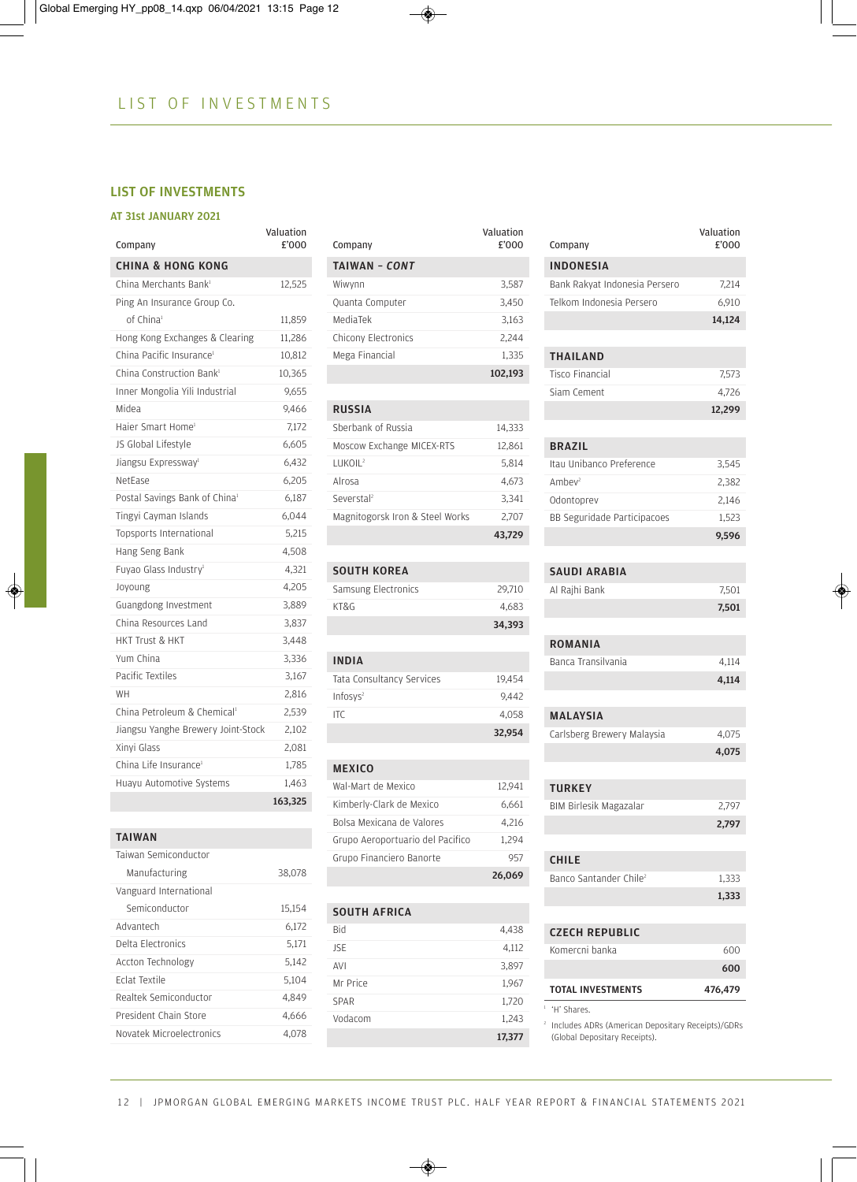# LIST OF INVESTMENTS

## LIST OF INVESTMENTS

### AT 31st JANUARY 2021

| Company | Valuation £'000 |
|---|---|
| **CHINA & HONG KONG** | |
| China Merchants Bank[1] | 12,525 |
| Ping An Insurance Group Co. of China[1] | 11,859 |
| Hong Kong Exchanges & Clearing | 11,286 |
| China Pacific Insurance[1] | 10,812 |
| China Construction Bank[1] | 10,365 |
| Inner Mongolia Yili Industrial | 9,655 |
| Midea | 9,466 |
| Haier Smart Home[1] | 7,172 |
| JS Global Lifestyle | 6,605 |
| Jiangsu Expressway[1] | 6,432 |
| NetEase | 6,205 |
| Postal Savings Bank of China[1] | 6,187 |
| Tingyi Cayman Islands | 6,044 |
| Topsports International | 5,215 |
| Hang Seng Bank | 4,508 |
| Fuyao Glass Industry[1] | 4,321 |
| Joyoung | 4,205 |
| Guangdong Investment | 3,889 |
| China Resources Land | 3,837 |
| HKT Trust & HKT | 3,448 |
| Yum China | 3,336 |
| Pacific Textiles | 3,167 |
| WH | 2,816 |
| China Petroleum & Chemical[1] | 2,539 |
| Jiangsu Yanghe Brewery Joint-Stock | 2,102 |
| Xinyi Glass | 2,081 |
| China Life Insurance[1] | 1,785 |
| Huayu Automotive Systems | 1,463 |
| | **163,325** |
| **TAIWAN** | |
| Taiwan Semiconductor Manufacturing | 38,078 |
| Vanguard International Semiconductor | 15,154 |
| Advantech | 6,172 |
| Delta Electronics | 5,171 |
| Accton Technology | 5,142 |
| Eclat Textile | 5,104 |
| Realtek Semiconductor | 4,849 |
| President Chain Store | 4,666 |
| Novatek Microelectronics | 4,078 |
| **TAIWAN – *CONT*** | |
| Wiwynn | 3,587 |
| Quanta Computer | 3,450 |
| MediaTek | 3,163 |
| Chicony Electronics | 2,244 |
| Mega Financial | 1,335 |
| | **102,193** |
| **RUSSIA** | |
| Sberbank of Russia | 14,333 |
| Moscow Exchange MICEX-RTS | 12,861 |
| LUKOIL[2] | 5,814 |
| Alrosa | 4,673 |
| Severstal[2] | 3,341 |
| Magnitogorsk Iron & Steel Works | 2,707 |
| | **43,729** |
| **SOUTH KOREA** | |
| Samsung Electronics | 29,710 |
| KT&G | 4,683 |
| | **34,393** |
| **INDIA** | |
| Tata Consultancy Services | 19,454 |
| Infosys[2] | 9,442 |
| ITC | 4,058 |
| | **32,954** |
| **MEXICO** | |
| Wal-Mart de Mexico | 12,941 |
| Kimberly-Clark de Mexico | 6,661 |
| Bolsa Mexicana de Valores | 4,216 |
| Grupo Aeroportuario del Pacifico | 1,294 |
| Grupo Financiero Banorte | 957 |
| | **26,069** |
| **SOUTH AFRICA** | |
| Bid | 4,438 |
| JSE | 4,112 |
| AVI | 3,897 |
| Mr Price | 1,967 |
| SPAR | 1,720 |
| Vodacom | 1,243 |
| | **17,377** |
| **INDONESIA** | |
| Bank Rakyat Indonesia Persero | 7,214 |
| Telkom Indonesia Persero | 6,910 |
| | **14,124** |
| **THAILAND** | |
| Tisco Financial | 7,573 |
| Siam Cement | 4,726 |
| | **12,299** |
| **BRAZIL** | |
| Itau Unibanco Preference | 3,545 |
| Ambev[2] | 2,382 |
| Odontoprev | 2,146 |
| BB Seguridade Participacoes | 1,523 |
| | **9,596** |
| **SAUDI ARABIA** | |
| Al Rajhi Bank | 7,501 |
| | **7,501** |
| **ROMANIA** | |
| Banca Transilvania | 4,114 |
| | **4,114** |
| **MALAYSIA** | |
| Carlsberg Brewery Malaysia | 4,075 |
| | **4,075** |
| **TURKEY** | |
| BIM Birlesik Magazalar | 2,797 |
| | **2,797** |
| **CHILE** | |
| Banco Santander Chile[2] | 1,333 |
| | **1,333** |
| **CZECH REPUBLIC** | |
| Komercni banka | 600 |
| | **600** |
| **TOTAL INVESTMENTS** | **476,479** |

[1] 'H' Shares.

[2] Includes ADRs (American Depositary Receipts)/GDRs (Global Depositary Receipts).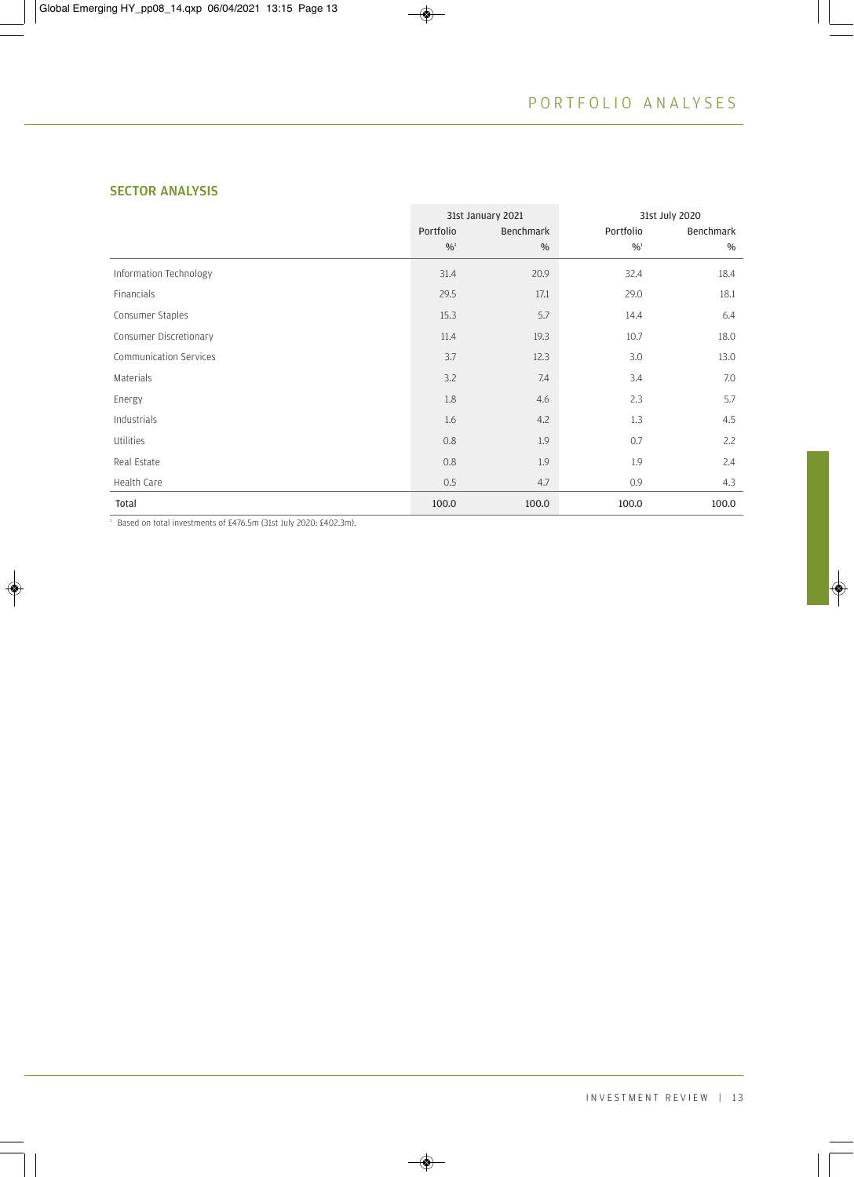# PORTFOLIO ANALYSES

## SECTOR ANALYSIS

| | 31st January 2021 | | 31st July 2020 | |
|---|---|---|---|---|
| | Portfolio %[1] | Benchmark % | Portfolio %[1] | Benchmark % |
| Information Technology | 31.4 | 20.9 | 32.4 | 18.4 |
| Financials | 29.5 | 17.1 | 29.0 | 18.1 |
| Consumer Staples | 15.3 | 5.7 | 14.4 | 6.4 |
| Consumer Discretionary | 11.4 | 19.3 | 10.7 | 18.0 |
| Communication Services | 3.7 | 12.3 | 3.0 | 13.0 |
| Materials | 3.2 | 7.4 | 3.4 | 7.0 |
| Energy | 1.8 | 4.6 | 2.3 | 5.7 |
| Industrials | 1.6 | 4.2 | 1.3 | 4.5 |
| Utilities | 0.8 | 1.9 | 0.7 | 2.2 |
| Real Estate | 0.8 | 1.9 | 1.9 | 2.4 |
| Health Care | 0.5 | 4.7 | 0.9 | 4.3 |
| Total | 100.0 | 100.0 | 100.0 | 100.0 |

[1] Based on total investments of £476.5m (31st July 2020: £402.3m).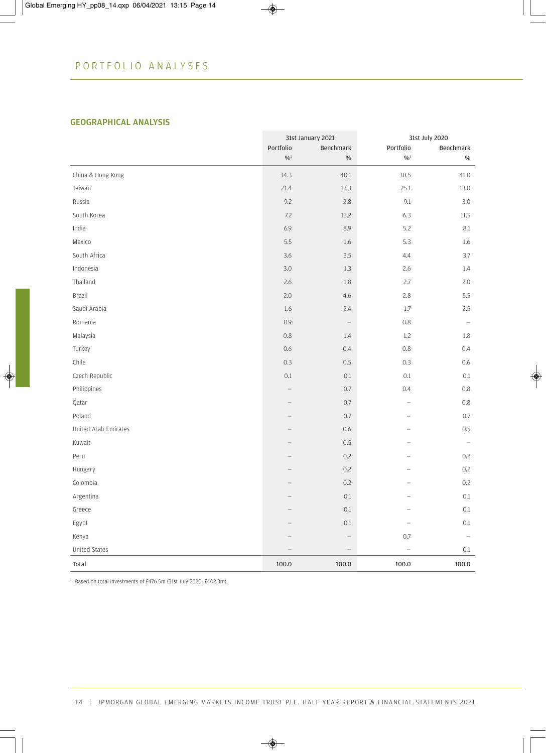# PORTFOLIO ANALYSES

## GEOGRAPHICAL ANALYSIS

| | 31st January 2021 | | 31st July 2020 | |
|---|---|---|---|---|
| | Portfolio %[1] | Benchmark % | Portfolio %[1] | Benchmark % |
| China & Hong Kong | 34.3 | 40.1 | 30.5 | 41.0 |
| Taiwan | 21.4 | 13.3 | 25.1 | 13.0 |
| Russia | 9.2 | 2.8 | 9.1 | 3.0 |
| South Korea | 7.2 | 13.2 | 6.3 | 11.5 |
| India | 6.9 | 8.9 | 5.2 | 8.1 |
| Mexico | 5.5 | 1.6 | 5.3 | 1.6 |
| South Africa | 3.6 | 3.5 | 4.4 | 3.7 |
| Indonesia | 3.0 | 1.3 | 2.6 | 1.4 |
| Thailand | 2.6 | 1.8 | 2.7 | 2.0 |
| Brazil | 2.0 | 4.6 | 2.8 | 5.5 |
| Saudi Arabia | 1.6 | 2.4 | 1.7 | 2.5 |
| Romania | 0.9 | – | 0.8 | – |
| Malaysia | 0.8 | 1.4 | 1.2 | 1.8 |
| Turkey | 0.6 | 0.4 | 0.8 | 0.4 |
| Chile | 0.3 | 0.5 | 0.3 | 0.6 |
| Czech Republic | 0.1 | 0.1 | 0.1 | 0.1 |
| Philippines | – | 0.7 | 0.4 | 0.8 |
| Qatar | – | 0.7 | – | 0.8 |
| Poland | – | 0.7 | – | 0.7 |
| United Arab Emirates | – | 0.6 | – | 0.5 |
| Kuwait | – | 0.5 | – | – |
| Peru | – | 0.2 | – | 0.2 |
| Hungary | – | 0.2 | – | 0.2 |
| Colombia | – | 0.2 | – | 0.2 |
| Argentina | – | 0.1 | – | 0.1 |
| Greece | – | 0.1 | – | 0.1 |
| Egypt | – | 0.1 | – | 0.1 |
| Kenya | – | – | 0.7 | – |
| United States | – | – | – | 0.1 |
| Total | 100.0 | 100.0 | 100.0 | 100.0 |

[1] Based on total investments of £476.5m (31st July 2020: £402.3m).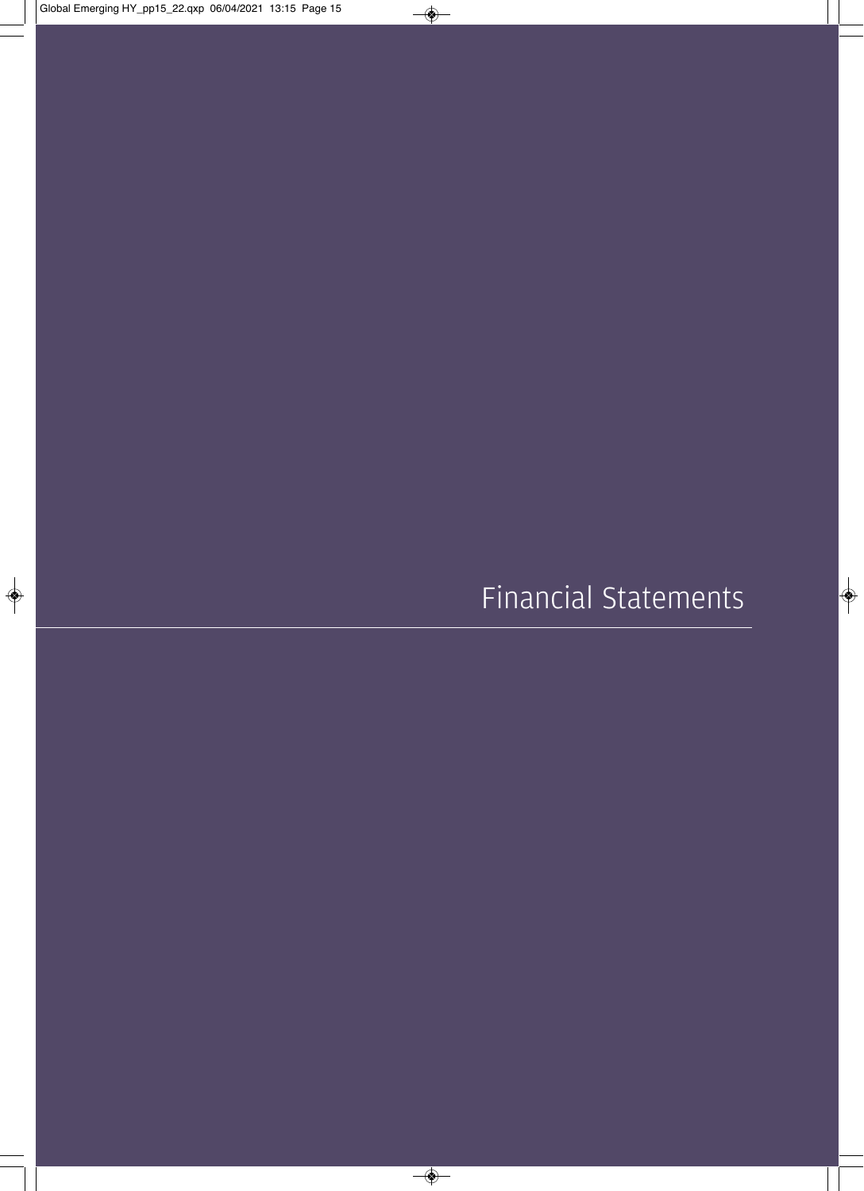# Financial Statements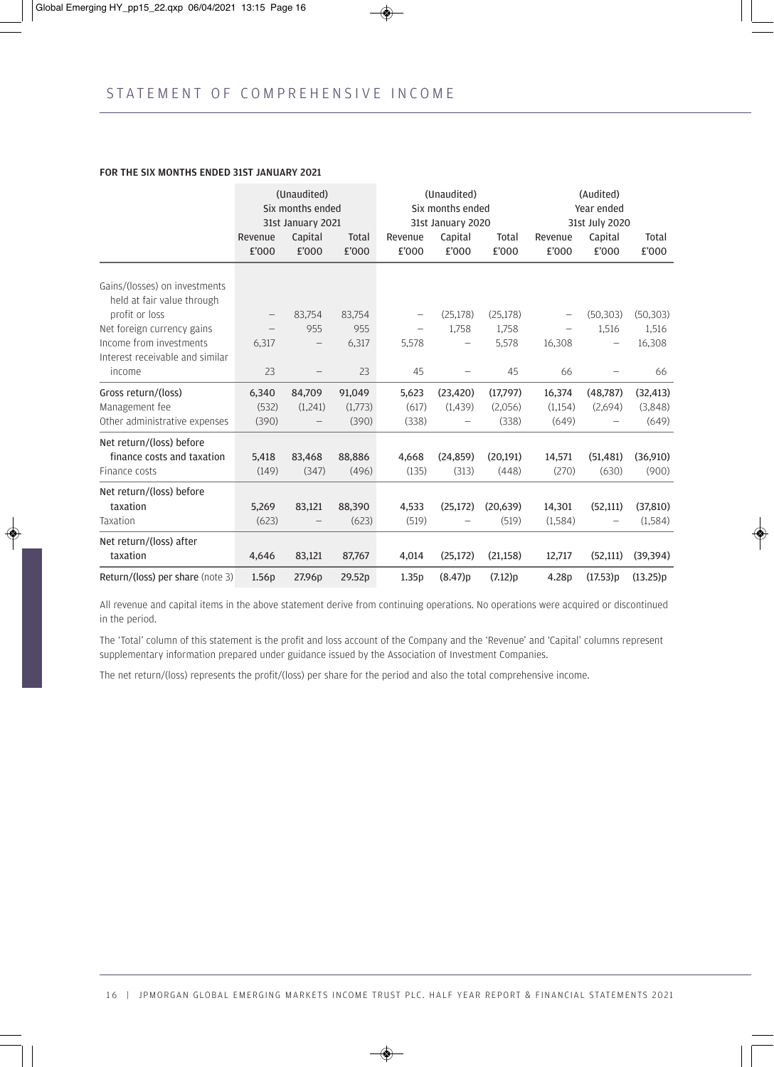# STATEMENT OF COMPREHENSIVE INCOME

**FOR THE SIX MONTHS ENDED 31ST JANUARY 2021**

| | (Unaudited) Six months ended 31st January 2021 | | | (Unaudited) Six months ended 31st January 2020 | | | (Audited) Year ended 31st July 2020 | | |
|---|---|---|---|---|---|---|---|---|---|
| | Revenue £'000 | Capital £'000 | Total £'000 | Revenue £'000 | Capital £'000 | Total £'000 | Revenue £'000 | Capital £'000 | Total £'000 |
| Gains/(losses) on investments held at fair value through profit or loss | – | 83,754 | 83,754 | – | (25,178) | (25,178) | – | (50,303) | (50,303) |
| Net foreign currency gains | – | 955 | 955 | – | 1,758 | 1,758 | – | 1,516 | 1,516 |
| Income from investments | 6,317 | – | 6,317 | 5,578 | – | 5,578 | 16,308 | – | 16,308 |
| Interest receivable and similar income | 23 | – | 23 | 45 | – | 45 | 66 | – | 66 |
| **Gross return/(loss)** | **6,340** | **84,709** | **91,049** | **5,623** | **(23,420)** | **(17,797)** | **16,374** | **(48,787)** | **(32,413)** |
| Management fee | (532) | (1,241) | (1,773) | (617) | (1,439) | (2,056) | (1,154) | (2,694) | (3,848) |
| Other administrative expenses | (390) | – | (390) | (338) | – | (338) | (649) | – | (649) |
| **Net return/(loss) before finance costs and taxation** | **5,418** | **83,468** | **88,886** | **4,668** | **(24,859)** | **(20,191)** | **14,571** | **(51,481)** | **(36,910)** |
| Finance costs | (149) | (347) | (496) | (135) | (313) | (448) | (270) | (630) | (900) |
| **Net return/(loss) before taxation** | **5,269** | **83,121** | **88,390** | **4,533** | **(25,172)** | **(20,639)** | **14,301** | **(52,111)** | **(37,810)** |
| Taxation | (623) | – | (623) | (519) | – | (519) | (1,584) | – | (1,584) |
| **Net return/(loss) after taxation** | **4,646** | **83,121** | **87,767** | **4,014** | **(25,172)** | **(21,158)** | **12,717** | **(52,111)** | **(39,394)** |
| **Return/(loss) per share** (note 3) | **1.56p** | **27.96p** | **29.52p** | **1.35p** | **(8.47)p** | **(7.12)p** | **4.28p** | **(17.53)p** | **(13.25)p** |

All revenue and capital items in the above statement derive from continuing operations. No operations were acquired or discontinued in the period.

The 'Total' column of this statement is the profit and loss account of the Company and the 'Revenue' and 'Capital' columns represent supplementary information prepared under guidance issued by the Association of Investment Companies.

The net return/(loss) represents the profit/(loss) per share for the period and also the total comprehensive income.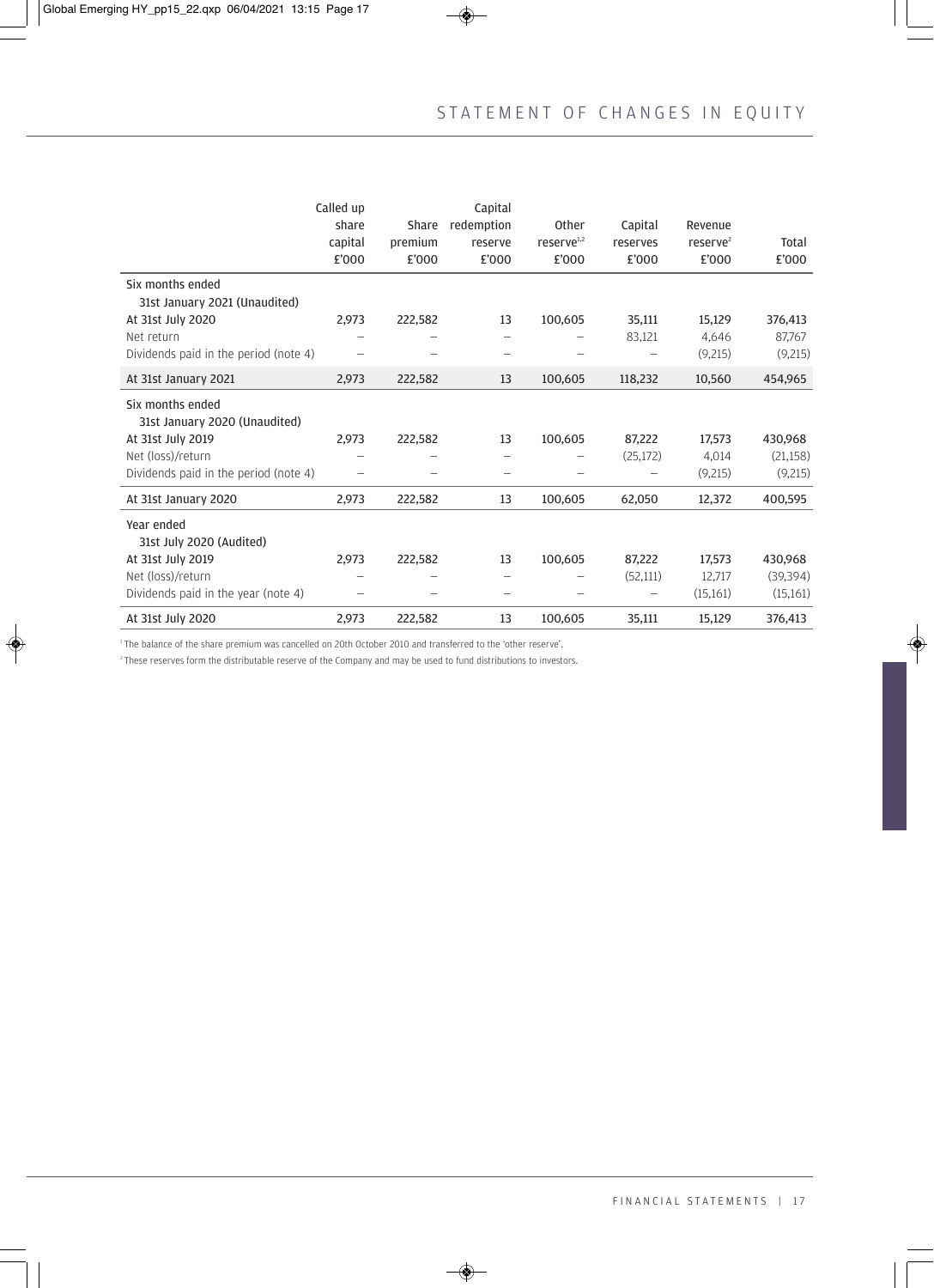# STATEMENT OF CHANGES IN EQUITY

| | Called up share capital £'000 | Share premium £'000 | Capital redemption reserve £'000 | Other reserve[1,2] £'000 | Capital reserves £'000 | Revenue reserve[2] £'000 | Total £'000 |
|---|---|---|---|---|---|---|---|
| **Six months ended 31st January 2021 (Unaudited)** | | | | | | | |
| At 31st July 2020 | 2,973 | 222,582 | 13 | 100,605 | 35,111 | 15,129 | 376,413 |
| Net return | – | – | – | – | 83,121 | 4,646 | 87,767 |
| Dividends paid in the period (note 4) | – | – | – | – | – | (9,215) | (9,215) |
| At 31st January 2021 | 2,973 | 222,582 | 13 | 100,605 | 118,232 | 10,560 | 454,965 |
| **Six months ended 31st January 2020 (Unaudited)** | | | | | | | |
| At 31st July 2019 | 2,973 | 222,582 | 13 | 100,605 | 87,222 | 17,573 | 430,968 |
| Net (loss)/return | – | – | – | – | (25,172) | 4,014 | (21,158) |
| Dividends paid in the period (note 4) | – | – | – | – | – | (9,215) | (9,215) |
| At 31st January 2020 | 2,973 | 222,582 | 13 | 100,605 | 62,050 | 12,372 | 400,595 |
| **Year ended 31st July 2020 (Audited)** | | | | | | | |
| At 31st July 2019 | 2,973 | 222,582 | 13 | 100,605 | 87,222 | 17,573 | 430,968 |
| Net (loss)/return | – | – | – | – | (52,111) | 12,717 | (39,394) |
| Dividends paid in the year (note 4) | – | – | – | – | – | (15,161) | (15,161) |
| At 31st July 2020 | 2,973 | 222,582 | 13 | 100,605 | 35,111 | 15,129 | 376,413 |

[1] The balance of the share premium was cancelled on 20th October 2010 and transferred to the 'other reserve'.

[2] These reserves form the distributable reserve of the Company and may be used to fund distributions to investors.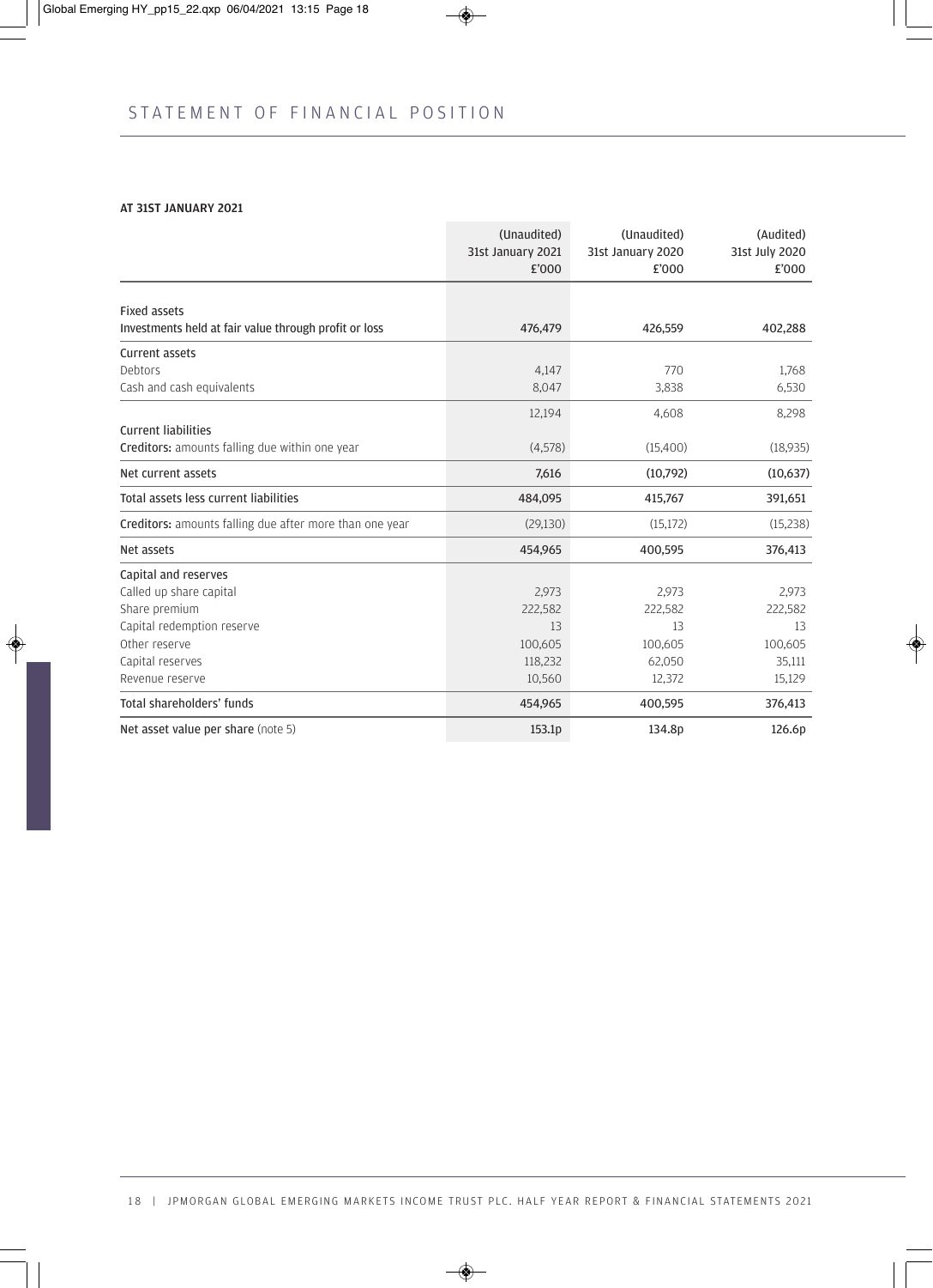# STATEMENT OF FINANCIAL POSITION

**AT 31ST JANUARY 2021**

| | (Unaudited) 31st January 2021 £'000 | (Unaudited) 31st January 2020 £'000 | (Audited) 31st July 2020 £'000 |
|---|---|---|---|
| Fixed assets | | | |
| Investments held at fair value through profit or loss | 476,479 | 426,559 | 402,288 |
| Current assets | | | |
| Debtors | 4,147 | 770 | 1,768 |
| Cash and cash equivalents | 8,047 | 3,838 | 6,530 |
| | 12,194 | 4,608 | 8,298 |
| Current liabilities | | | |
| **Creditors:** amounts falling due within one year | (4,578) | (15,400) | (18,935) |
| Net current assets | 7,616 | (10,792) | (10,637) |
| Total assets less current liabilities | 484,095 | 415,767 | 391,651 |
| **Creditors:** amounts falling due after more than one year | (29,130) | (15,172) | (15,238) |
| Net assets | 454,965 | 400,595 | 376,413 |
| Capital and reserves | | | |
| Called up share capital | 2,973 | 2,973 | 2,973 |
| Share premium | 222,582 | 222,582 | 222,582 |
| Capital redemption reserve | 13 | 13 | 13 |
| Other reserve | 100,605 | 100,605 | 100,605 |
| Capital reserves | 118,232 | 62,050 | 35,111 |
| Revenue reserve | 10,560 | 12,372 | 15,129 |
| Total shareholders' funds | 454,965 | 400,595 | 376,413 |
| Net asset value per share (note 5) | 153.1p | 134.8p | 126.6p |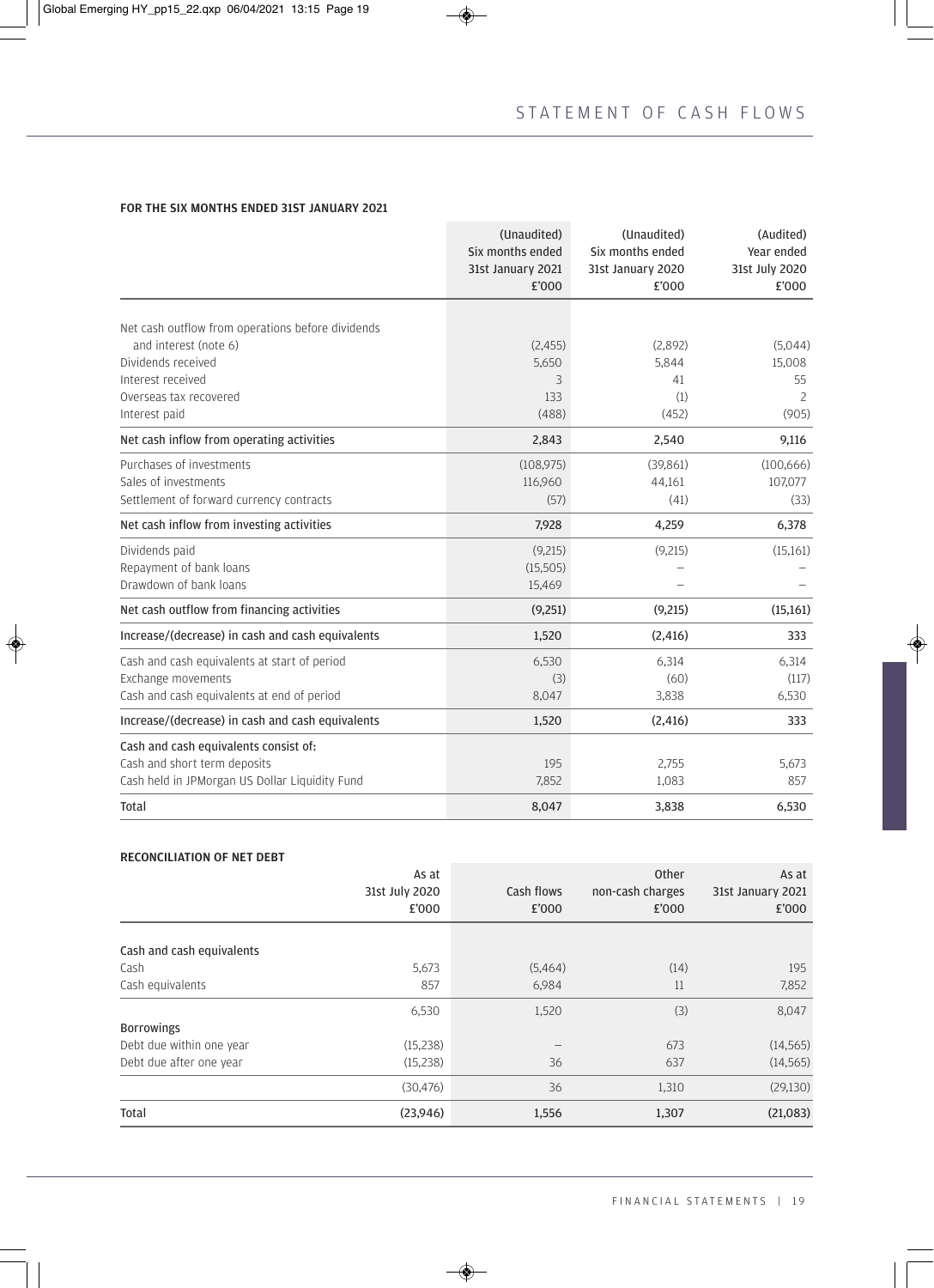# STATEMENT OF CASH FLOWS

**FOR THE SIX MONTHS ENDED 31ST JANUARY 2021**

| | (Unaudited) Six months ended 31st January 2021 £'000 | (Unaudited) Six months ended 31st January 2020 £'000 | (Audited) Year ended 31st July 2020 £'000 |
|---|---|---|---|
| Net cash outflow from operations before dividends and interest (note 6) | (2,455) | (2,892) | (5,044) |
| Dividends received | 5,650 | 5,844 | 15,008 |
| Interest received | 3 | 41 | 55 |
| Overseas tax recovered | 133 | (1) | 2 |
| Interest paid | (488) | (452) | (905) |
| Net cash inflow from operating activities | 2,843 | 2,540 | 9,116 |
| Purchases of investments | (108,975) | (39,861) | (100,666) |
| Sales of investments | 116,960 | 44,161 | 107,077 |
| Settlement of forward currency contracts | (57) | (41) | (33) |
| Net cash inflow from investing activities | 7,928 | 4,259 | 6,378 |
| Dividends paid | (9,215) | (9,215) | (15,161) |
| Repayment of bank loans | (15,505) | – | – |
| Drawdown of bank loans | 15,469 | – | – |
| Net cash outflow from financing activities | (9,251) | (9,215) | (15,161) |
| Increase/(decrease) in cash and cash equivalents | 1,520 | (2,416) | 333 |
| Cash and cash equivalents at start of period | 6,530 | 6,314 | 6,314 |
| Exchange movements | (3) | (60) | (117) |
| Cash and cash equivalents at end of period | 8,047 | 3,838 | 6,530 |
| Increase/(decrease) in cash and cash equivalents | 1,520 | (2,416) | 333 |
| Cash and cash equivalents consist of: | | | |
| Cash and short term deposits | 195 | 2,755 | 5,673 |
| Cash held in JPMorgan US Dollar Liquidity Fund | 7,852 | 1,083 | 857 |
| Total | 8,047 | 3,838 | 6,530 |

**RECONCILIATION OF NET DEBT**

| | As at 31st July 2020 £'000 | Cash flows £'000 | Other non-cash charges £'000 | As at 31st January 2021 £'000 |
|---|---|---|---|---|
| Cash and cash equivalents | | | | |
| Cash | 5,673 | (5,464) | (14) | 195 |
| Cash equivalents | 857 | 6,984 | 11 | 7,852 |
| | 6,530 | 1,520 | (3) | 8,047 |
| Borrowings | | | | |
| Debt due within one year | (15,238) | – | 673 | (14,565) |
| Debt due after one year | (15,238) | 36 | 637 | (14,565) |
| | (30,476) | 36 | 1,310 | (29,130) |
| Total | (23,946) | 1,556 | 1,307 | (21,083) |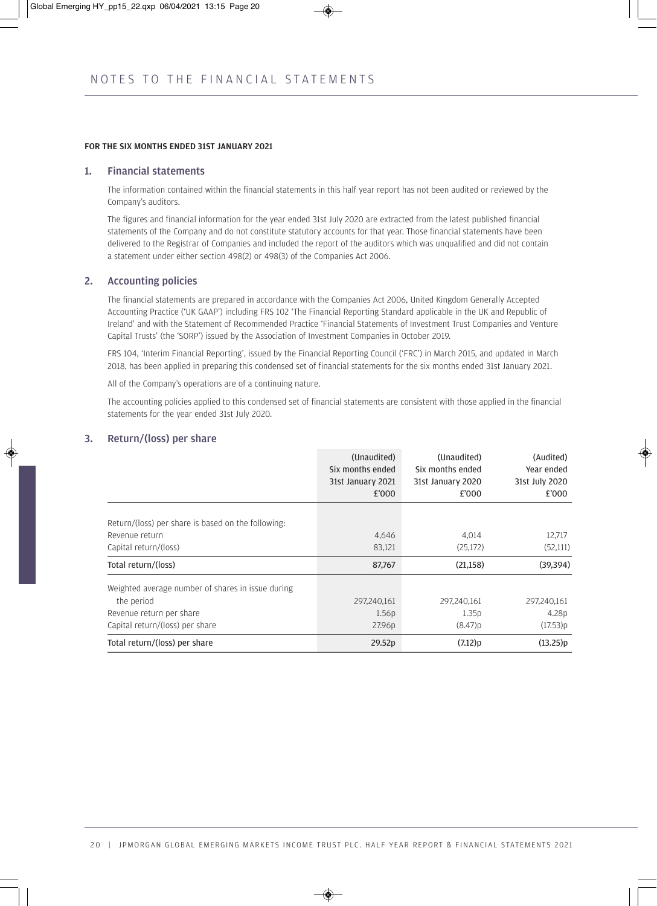# NOTES TO THE FINANCIAL STATEMENTS

**FOR THE SIX MONTHS ENDED 31ST JANUARY 2021**

## 1. Financial statements

The information contained within the financial statements in this half year report has not been audited or reviewed by the Company's auditors.

The figures and financial information for the year ended 31st July 2020 are extracted from the latest published financial statements of the Company and do not constitute statutory accounts for that year. Those financial statements have been delivered to the Registrar of Companies and included the report of the auditors which was unqualified and did not contain a statement under either section 498(2) or 498(3) of the Companies Act 2006.

## 2. Accounting policies

The financial statements are prepared in accordance with the Companies Act 2006, United Kingdom Generally Accepted Accounting Practice ('UK GAAP') including FRS 102 'The Financial Reporting Standard applicable in the UK and Republic of Ireland' and with the Statement of Recommended Practice 'Financial Statements of Investment Trust Companies and Venture Capital Trusts' (the 'SORP') issued by the Association of Investment Companies in October 2019.

FRS 104, 'Interim Financial Reporting', issued by the Financial Reporting Council ('FRC') in March 2015, and updated in March 2018, has been applied in preparing this condensed set of financial statements for the six months ended 31st January 2021.

All of the Company's operations are of a continuing nature.

The accounting policies applied to this condensed set of financial statements are consistent with those applied in the financial statements for the year ended 31st July 2020.

## 3. Return/(loss) per share

| | (Unaudited) Six months ended 31st January 2021 £'000 | (Unaudited) Six months ended 31st January 2020 £'000 | (Audited) Year ended 31st July 2020 £'000 |
|---|---|---|---|
| Return/(loss) per share is based on the following: | | | |
| Revenue return | 4,646 | 4,014 | 12,717 |
| Capital return/(loss) | 83,121 | (25,172) | (52,111) |
| **Total return/(loss)** | **87,767** | **(21,158)** | **(39,394)** |
| Weighted average number of shares in issue during the period | 297,240,161 | 297,240,161 | 297,240,161 |
| Revenue return per share | 1.56p | 1.35p | 4.28p |
| Capital return/(loss) per share | 27.96p | (8.47)p | (17.53)p |
| **Total return/(loss) per share** | **29.52p** | **(7.12)p** | **(13.25)p** |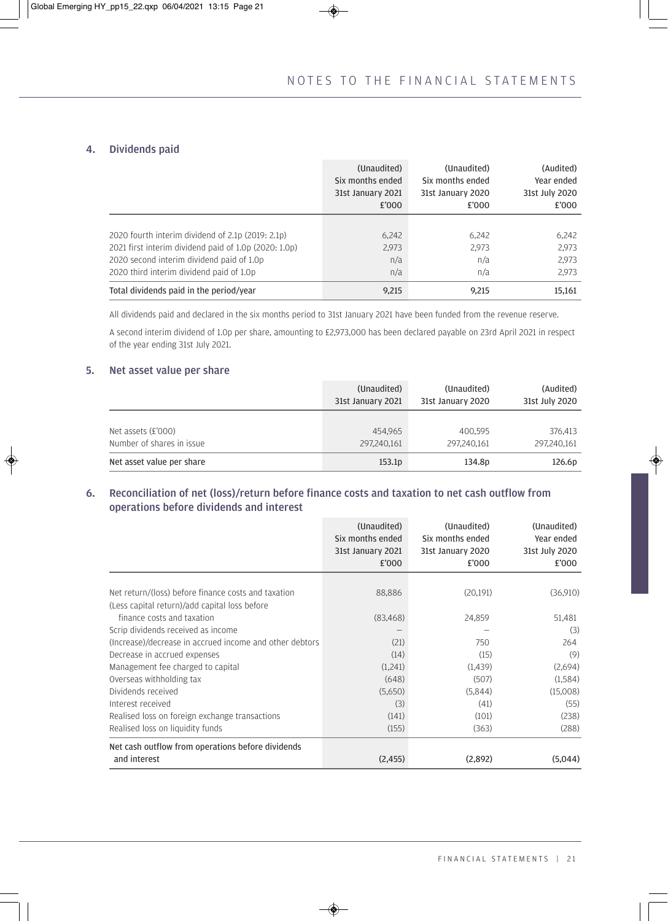# NOTES TO THE FINANCIAL STATEMENTS

## 4. Dividends paid

| | (Unaudited) Six months ended 31st January 2021 £'000 | (Unaudited) Six months ended 31st January 2020 £'000 | (Audited) Year ended 31st July 2020 £'000 |
|---|---|---|---|
| 2020 fourth interim dividend of 2.1p (2019: 2.1p) | 6,242 | 6,242 | 6,242 |
| 2021 first interim dividend paid of 1.0p (2020: 1.0p) | 2,973 | 2,973 | 2,973 |
| 2020 second interim dividend paid of 1.0p | n/a | n/a | 2,973 |
| 2020 third interim dividend paid of 1.0p | n/a | n/a | 2,973 |
| Total dividends paid in the period/year | 9,215 | 9,215 | 15,161 |

All dividends paid and declared in the six months period to 31st January 2021 have been funded from the revenue reserve.

A second interim dividend of 1.0p per share, amounting to £2,973,000 has been declared payable on 23rd April 2021 in respect of the year ending 31st July 2021.

## 5. Net asset value per share

| | (Unaudited) 31st January 2021 | (Unaudited) 31st January 2020 | (Audited) 31st July 2020 |
|---|---|---|---|
| Net assets (£'000) | 454,965 | 400,595 | 376,413 |
| Number of shares in issue | 297,240,161 | 297,240,161 | 297,240,161 |
| Net asset value per share | 153.1p | 134.8p | 126.6p |

## 6. Reconciliation of net (loss)/return before finance costs and taxation to net cash outflow from operations before dividends and interest

| | (Unaudited) Six months ended 31st January 2021 £'000 | (Unaudited) Six months ended 31st January 2020 £'000 | (Unaudited) Year ended 31st July 2020 £'000 |
|---|---|---|---|
| Net return/(loss) before finance costs and taxation | 88,886 | (20,191) | (36,910) |
| (Less capital return)/add capital loss before finance costs and taxation | (83,468) | 24,859 | 51,481 |
| Scrip dividends received as income | – | – | (3) |
| (Increase)/decrease in accrued income and other debtors | (21) | 750 | 264 |
| Decrease in accrued expenses | (14) | (15) | (9) |
| Management fee charged to capital | (1,241) | (1,439) | (2,694) |
| Overseas withholding tax | (648) | (507) | (1,584) |
| Dividends received | (5,650) | (5,844) | (15,008) |
| Interest received | (3) | (41) | (55) |
| Realised loss on foreign exchange transactions | (141) | (101) | (238) |
| Realised loss on liquidity funds | (155) | (363) | (288) |
| Net cash outflow from operations before dividends and interest | (2,455) | (2,892) | (5,044) |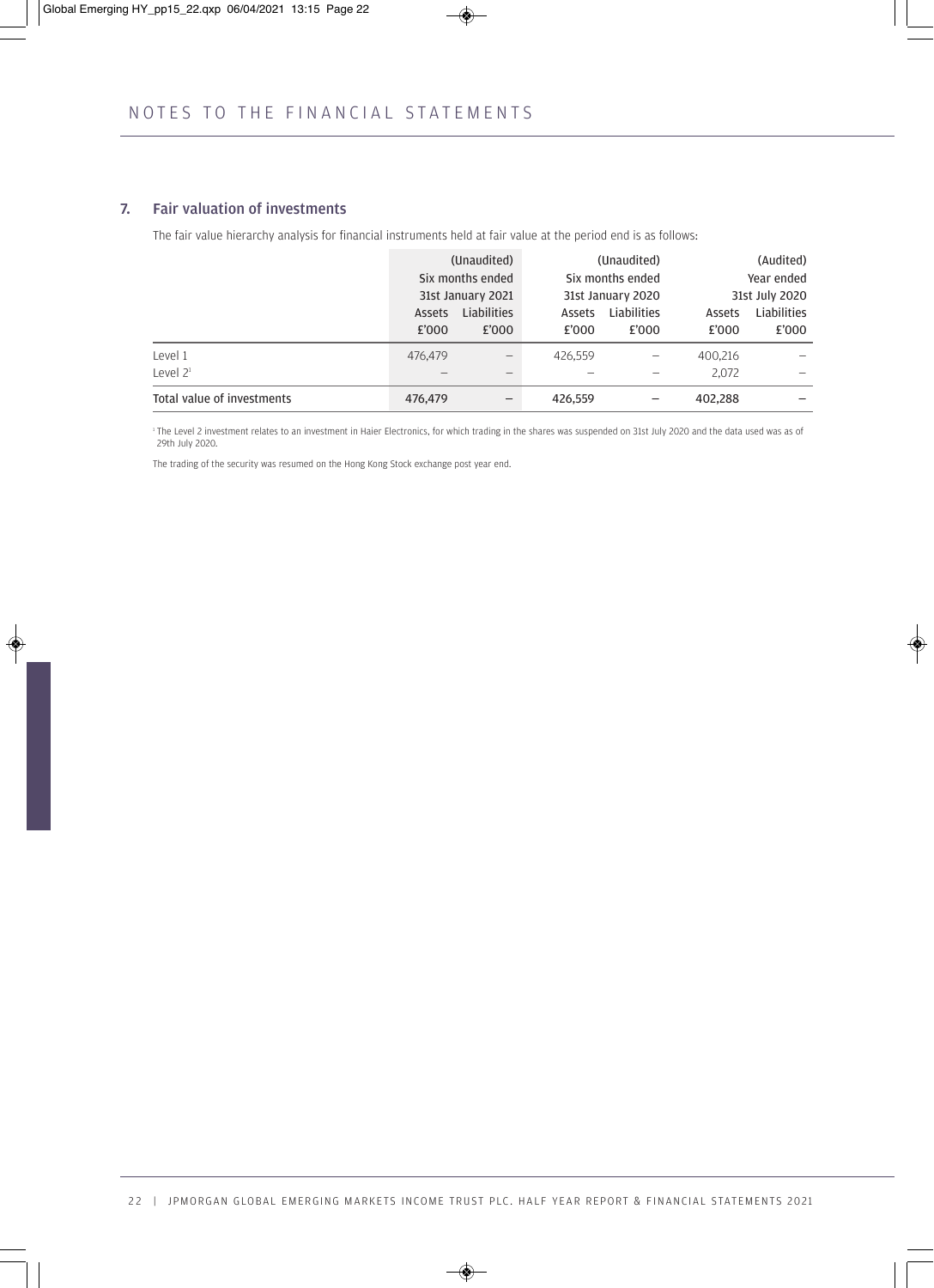# NOTES TO THE FINANCIAL STATEMENTS

## 7. Fair valuation of investments

The fair value hierarchy analysis for financial instruments held at fair value at the period end is as follows:

| | (Unaudited) Six months ended 31st January 2021 | | (Unaudited) Six months ended 31st January 2020 | | (Audited) Year ended 31st July 2020 | |
|---|---|---|---|---|---|---|
| | Assets £'000 | Liabilities £'000 | Assets £'000 | Liabilities £'000 | Assets £'000 | Liabilities £'000 |
| Level 1 | 476,479 | – | 426,559 | – | 400,216 | – |
| Level 2[1] | – | – | – | – | 2,072 | – |
| **Total value of investments** | **476,479** | **–** | **426,559** | **–** | **402,288** | **–** |

[1] The Level 2 investment relates to an investment in Haier Electronics, for which trading in the shares was suspended on 31st July 2020 and the data used was as of 29th July 2020.

The trading of the security was resumed on the Hong Kong Stock exchange post year end.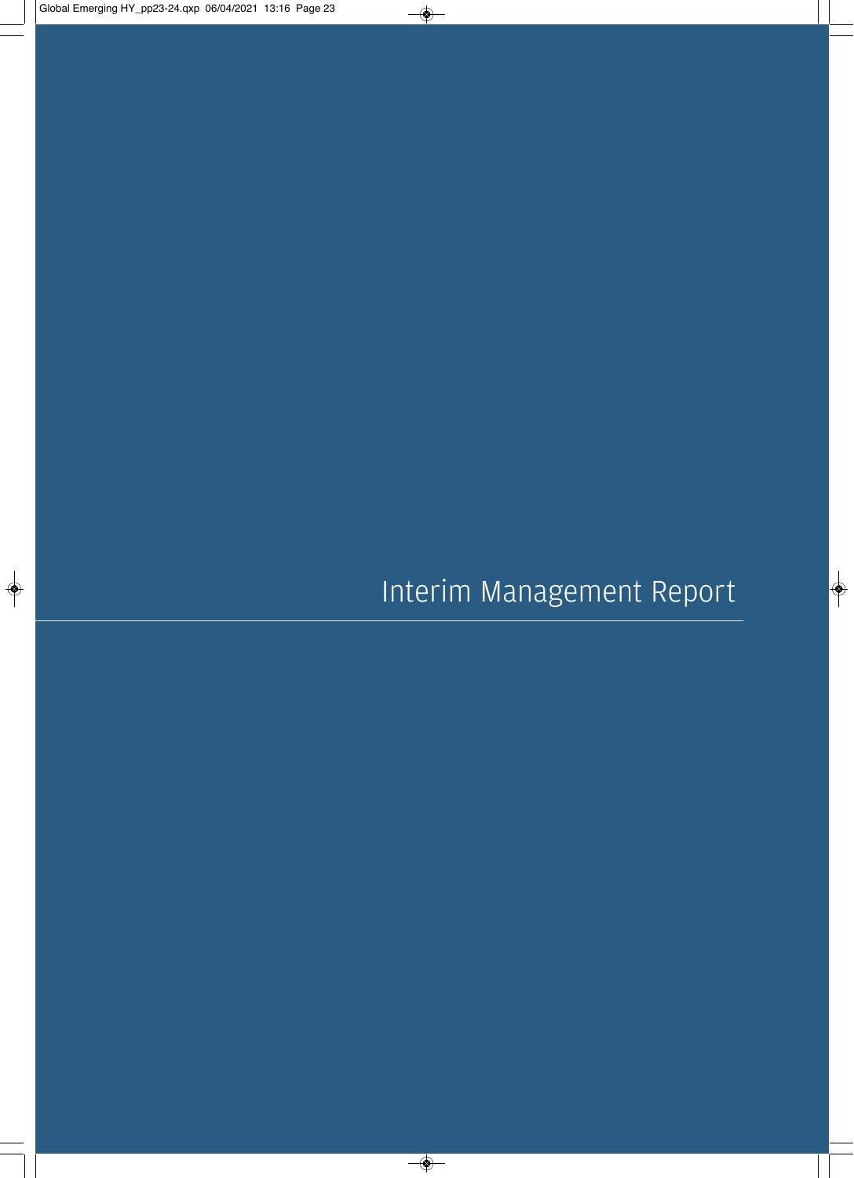# Interim Management Report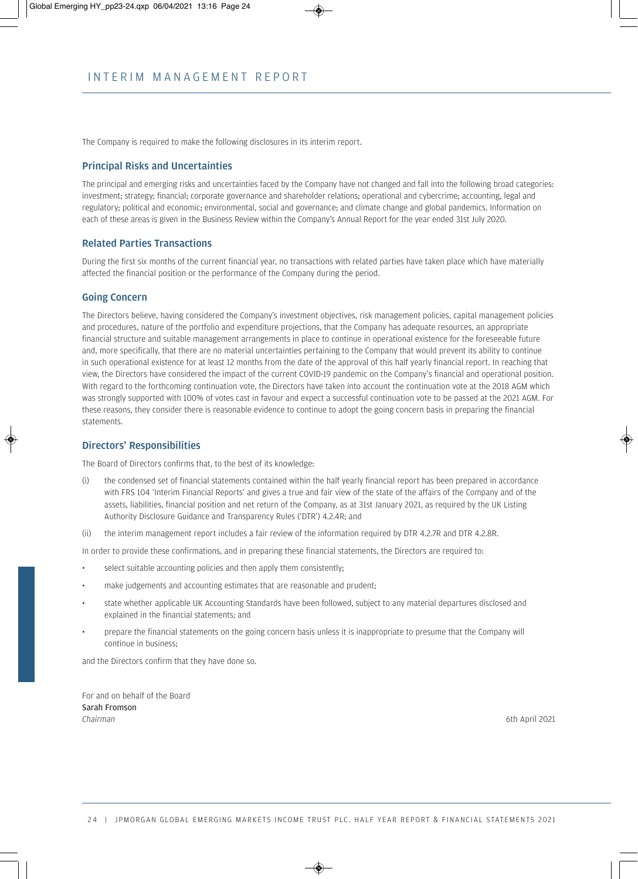# INTERIM MANAGEMENT REPORT

The Company is required to make the following disclosures in its interim report.

## Principal Risks and Uncertainties

The principal and emerging risks and uncertainties faced by the Company have not changed and fall into the following broad categories: investment; strategy; financial; corporate governance and shareholder relations; operational and cybercrime; accounting, legal and regulatory; political and economic; environmental, social and governance; and climate change and global pandemics. Information on each of these areas is given in the Business Review within the Company's Annual Report for the year ended 31st July 2020.

## Related Parties Transactions

During the first six months of the current financial year, no transactions with related parties have taken place which have materially affected the financial position or the performance of the Company during the period.

## Going Concern

The Directors believe, having considered the Company's investment objectives, risk management policies, capital management policies and procedures, nature of the portfolio and expenditure projections, that the Company has adequate resources, an appropriate financial structure and suitable management arrangements in place to continue in operational existence for the foreseeable future and, more specifically, that there are no material uncertainties pertaining to the Company that would prevent its ability to continue in such operational existence for at least 12 months from the date of the approval of this half yearly financial report. In reaching that view, the Directors have considered the impact of the current COVID-19 pandemic on the Company's financial and operational position. With regard to the forthcoming continuation vote, the Directors have taken into account the continuation vote at the 2018 AGM which was strongly supported with 100% of votes cast in favour and expect a successful continuation vote to be passed at the 2021 AGM. For these reasons, they consider there is reasonable evidence to continue to adopt the going concern basis in preparing the financial statements.

## Directors' Responsibilities

The Board of Directors confirms that, to the best of its knowledge:

(i) the condensed set of financial statements contained within the half yearly financial report has been prepared in accordance with FRS 104 'Interim Financial Reports' and gives a true and fair view of the state of the affairs of the Company and of the assets, liabilities, financial position and net return of the Company, as at 31st January 2021, as required by the UK Listing Authority Disclosure Guidance and Transparency Rules ('DTR') 4.2.4R; and

(ii) the interim management report includes a fair review of the information required by DTR 4.2.7R and DTR 4.2.8R.

In order to provide these confirmations, and in preparing these financial statements, the Directors are required to:

- select suitable accounting policies and then apply them consistently;
- make judgements and accounting estimates that are reasonable and prudent;
- state whether applicable UK Accounting Standards have been followed, subject to any material departures disclosed and explained in the financial statements; and
- prepare the financial statements on the going concern basis unless it is inappropriate to presume that the Company will continue in business;

and the Directors confirm that they have done so.

For and on behalf of the Board
Sarah Fromson
*Chairman*

6th April 2021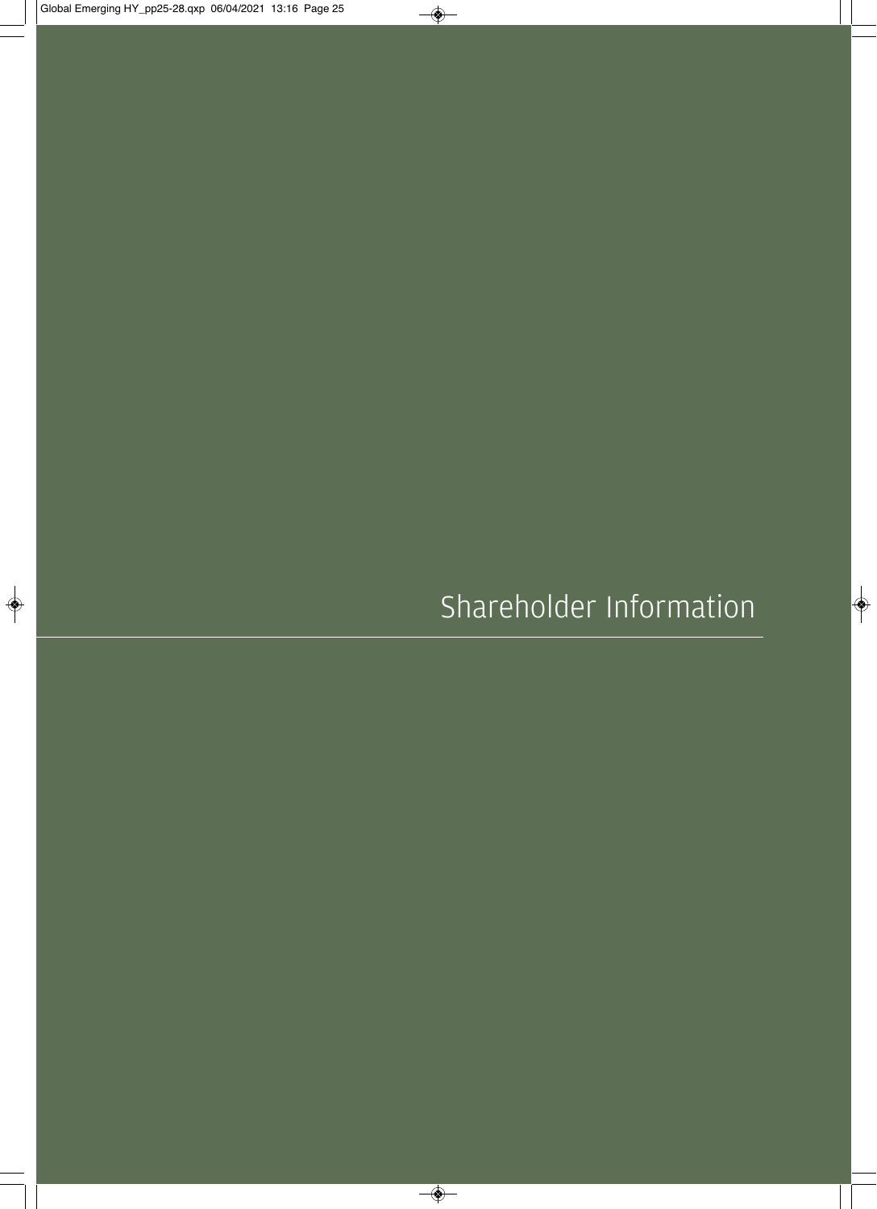# Shareholder Information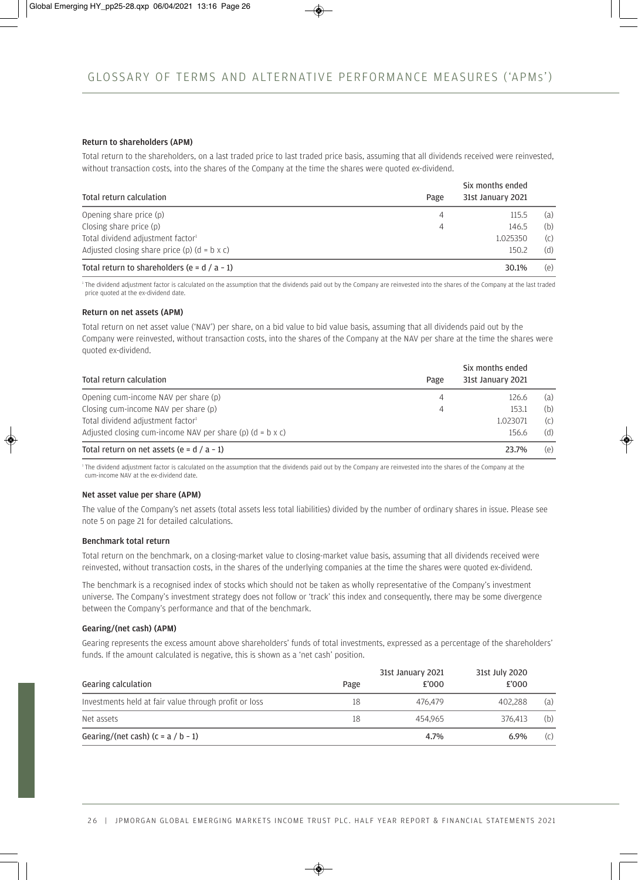# GLOSSARY OF TERMS AND ALTERNATIVE PERFORMANCE MEASURES ('APMs')

### Return to shareholders (APM)

Total return to the shareholders, on a last traded price to last traded price basis, assuming that all dividends received were reinvested, without transaction costs, into the shares of the Company at the time the shares were quoted ex-dividend.

| Total return calculation | Page | Six months ended 31st January 2021 | |
|---|---|---|---|
| Opening share price (p) | 4 | 115.5 | (a) |
| Closing share price (p) | 4 | 146.5 | (b) |
| Total dividend adjustment factor[1] | | 1.025350 | (c) |
| Adjusted closing share price (p) (d = b x c) | | 150.2 | (d) |
| **Total return to shareholders (e = d / a – 1)** | | **30.1%** | (e) |

[1] The dividend adjustment factor is calculated on the assumption that the dividends paid out by the Company are reinvested into the shares of the Company at the last traded price quoted at the ex-dividend date.

### Return on net assets (APM)

Total return on net asset value ('NAV') per share, on a bid value to bid value basis, assuming that all dividends paid out by the Company were reinvested, without transaction costs, into the shares of the Company at the NAV per share at the time the shares were quoted ex-dividend.

| Total return calculation | Page | Six months ended 31st January 2021 | |
|---|---|---|---|
| Opening cum-income NAV per share (p) | 4 | 126.6 | (a) |
| Closing cum-income NAV per share (p) | 4 | 153.1 | (b) |
| Total dividend adjustment factor[1] | | 1.023071 | (c) |
| Adjusted closing cum-income NAV per share (p) (d = b x c) | | 156.6 | (d) |
| **Total return on net assets (e = d / a – 1)** | | **23.7%** | (e) |

[1] The dividend adjustment factor is calculated on the assumption that the dividends paid out by the Company are reinvested into the shares of the Company at the cum-income NAV at the ex-dividend date.

### Net asset value per share (APM)

The value of the Company's net assets (total assets less total liabilities) divided by the number of ordinary shares in issue. Please see note 5 on page 21 for detailed calculations.

### Benchmark total return

Total return on the benchmark, on a closing-market value to closing-market value basis, assuming that all dividends received were reinvested, without transaction costs, in the shares of the underlying companies at the time the shares were quoted ex-dividend.

The benchmark is a recognised index of stocks which should not be taken as wholly representative of the Company's investment universe. The Company's investment strategy does not follow or 'track' this index and consequently, there may be some divergence between the Company's performance and that of the benchmark.

### Gearing/(net cash) (APM)

Gearing represents the excess amount above shareholders' funds of total investments, expressed as a percentage of the shareholders' funds. If the amount calculated is negative, this is shown as a 'net cash' position.

| Gearing calculation | Page | 31st January 2021 £'000 | 31st July 2020 £'000 | |
|---|---|---|---|---|
| Investments held at fair value through profit or loss | 18 | 476,479 | 402,288 | (a) |
| Net assets | 18 | 454,965 | 376,413 | (b) |
| **Gearing/(net cash) (c = a / b – 1)** | | **4.7%** | **6.9%** | (c) |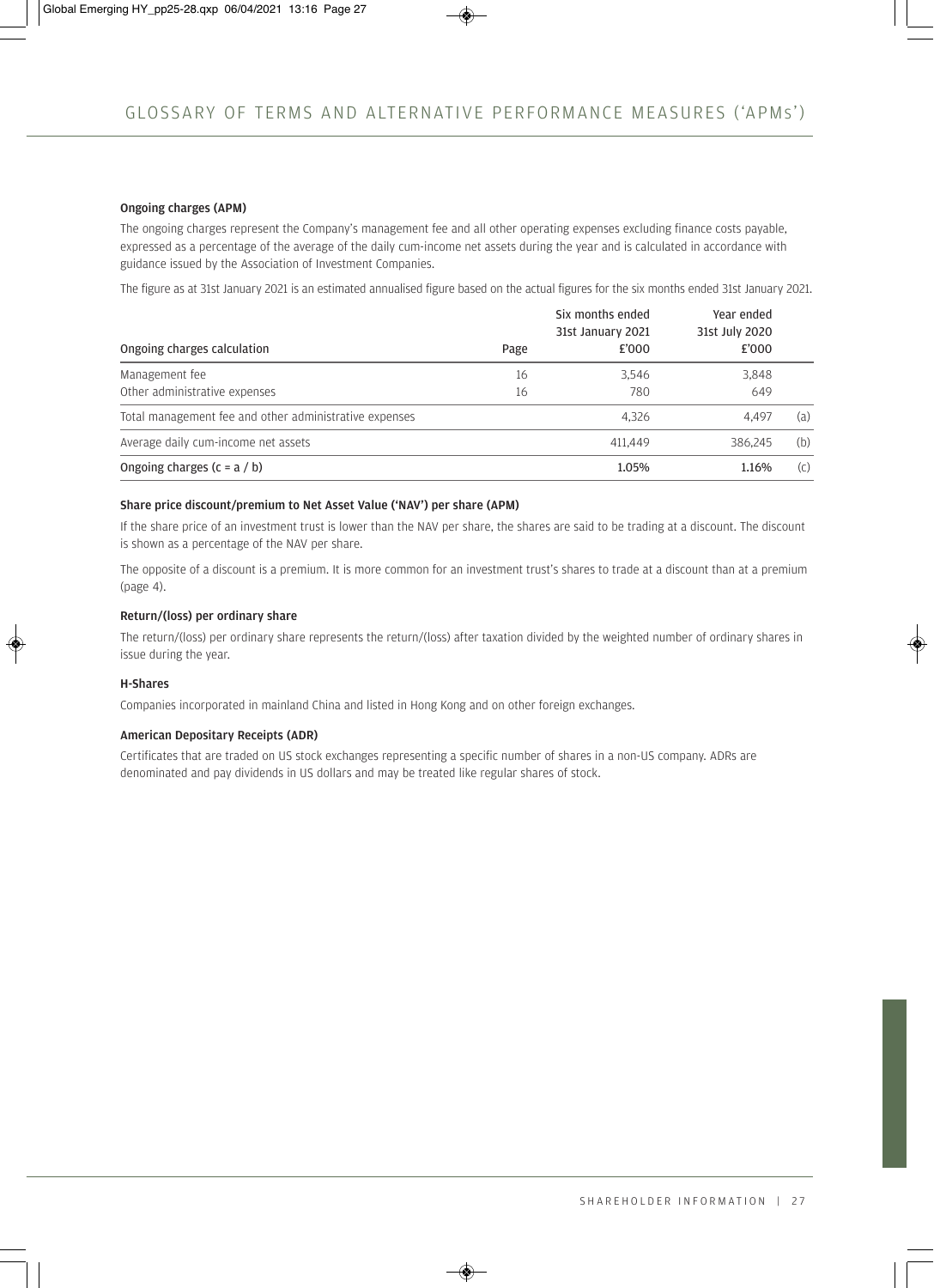# GLOSSARY OF TERMS AND ALTERNATIVE PERFORMANCE MEASURES ('APMs')

### Ongoing charges (APM)

The ongoing charges represent the Company's management fee and all other operating expenses excluding finance costs payable, expressed as a percentage of the average of the daily cum-income net assets during the year and is calculated in accordance with guidance issued by the Association of Investment Companies.

The figure as at 31st January 2021 is an estimated annualised figure based on the actual figures for the six months ended 31st January 2021.

| Ongoing charges calculation | Page | Six months ended 31st January 2021 £'000 | Year ended 31st July 2020 £'000 | |
|---|---|---|---|---|
| Management fee | 16 | 3,546 | 3,848 | |
| Other administrative expenses | 16 | 780 | 649 | |
| Total management fee and other administrative expenses | | 4,326 | 4,497 | (a) |
| Average daily cum-income net assets | | 411,449 | 386,245 | (b) |
| Ongoing charges (c = a / b) | | 1.05% | 1.16% | (c) |

### Share price discount/premium to Net Asset Value ('NAV') per share (APM)

If the share price of an investment trust is lower than the NAV per share, the shares are said to be trading at a discount. The discount is shown as a percentage of the NAV per share.

The opposite of a discount is a premium. It is more common for an investment trust's shares to trade at a discount than at a premium (page 4).

### Return/(loss) per ordinary share

The return/(loss) per ordinary share represents the return/(loss) after taxation divided by the weighted number of ordinary shares in issue during the year.

### H-Shares

Companies incorporated in mainland China and listed in Hong Kong and on other foreign exchanges.

### American Depositary Receipts (ADR)

Certificates that are traded on US stock exchanges representing a specific number of shares in a non-US company. ADRs are denominated and pay dividends in US dollars and may be treated like regular shares of stock.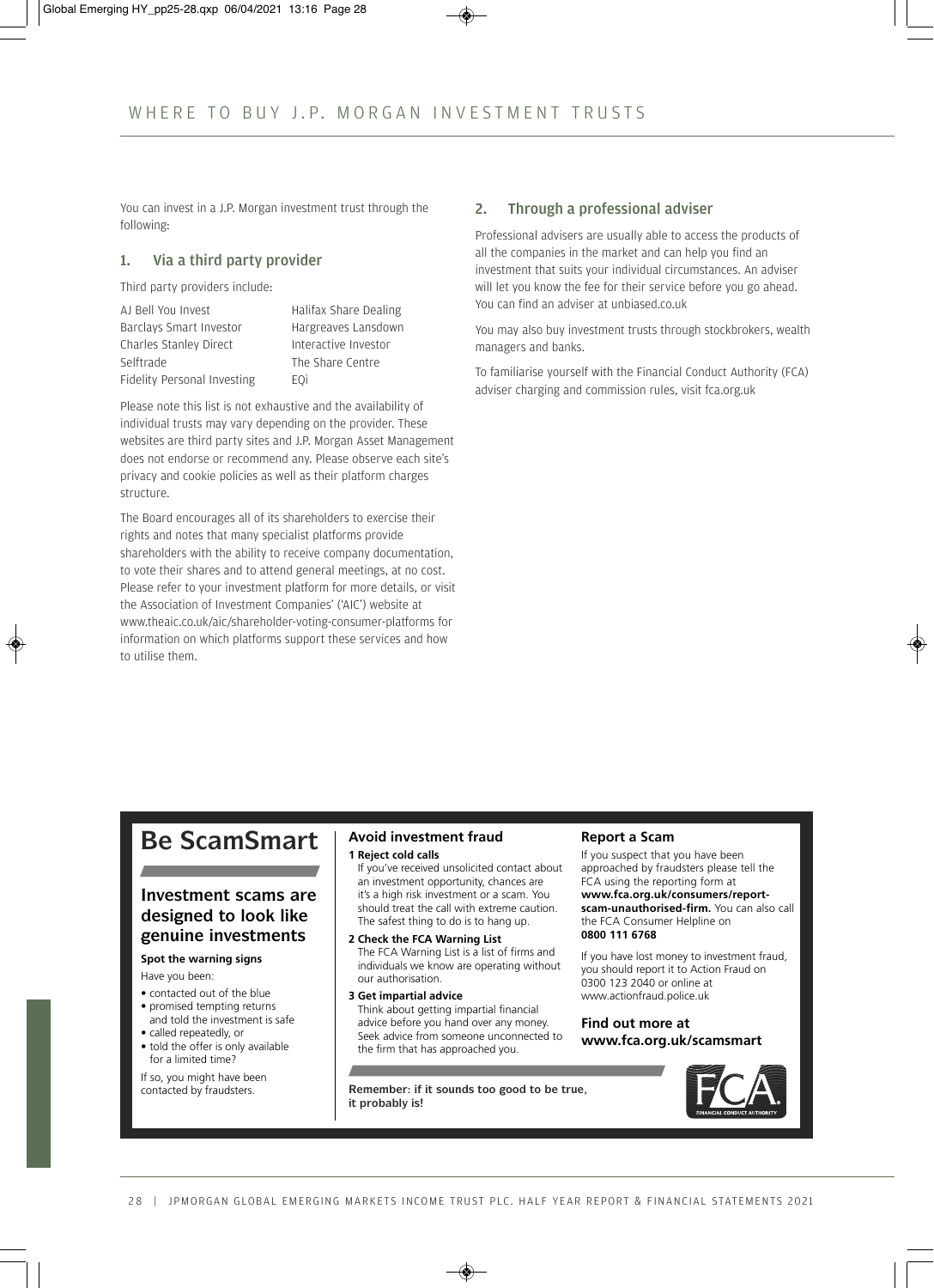# WHERE TO BUY J.P. MORGAN INVESTMENT TRUSTS

You can invest in a J.P. Morgan investment trust through the following:

## 1. Via a third party provider

Third party providers include:

| | |
|---|---|
| AJ Bell You Invest | Halifax Share Dealing |
| Barclays Smart Investor | Hargreaves Lansdown |
| Charles Stanley Direct | Interactive Investor |
| Selftrade | The Share Centre |
| Fidelity Personal Investing | EQi |

Please note this list is not exhaustive and the availability of individual trusts may vary depending on the provider. These websites are third party sites and J.P. Morgan Asset Management does not endorse or recommend any. Please observe each site's privacy and cookie policies as well as their platform charges structure.

The Board encourages all of its shareholders to exercise their rights and notes that many specialist platforms provide shareholders with the ability to receive company documentation, to vote their shares and to attend general meetings, at no cost. Please refer to your investment platform for more details, or visit the Association of Investment Companies' ('AIC') website at www.theaic.co.uk/aic/shareholder-voting-consumer-platforms for information on which platforms support these services and how to utilise them.

## 2. Through a professional adviser

Professional advisers are usually able to access the products of all the companies in the market and can help you find an investment that suits your individual circumstances. An adviser will let you know the fee for their service before you go ahead. You can find an adviser at unbiased.co.uk

You may also buy investment trusts through stockbrokers, wealth managers and banks.

To familiarise yourself with the Financial Conduct Authority (FCA) adviser charging and commission rules, visit fca.org.uk

# Be ScamSmart

## Investment scams are designed to look like genuine investments

**Spot the warning signs**

Have you been:

- contacted out of the blue
- promised tempting returns and told the investment is safe
- called repeatedly, or
- told the offer is only available for a limited time?

If so, you might have been contacted by fraudsters.

### Avoid investment fraud

**1 Reject cold calls**

If you've received unsolicited contact about an investment opportunity, chances are it's a high risk investment or a scam. You should treat the call with extreme caution. The safest thing to do is to hang up.

**2 Check the FCA Warning List**

The FCA Warning List is a list of firms and individuals we know are operating without our authorisation.

**3 Get impartial advice**

Think about getting impartial financial advice before you hand over any money. Seek advice from someone unconnected to the firm that has approached you.

**Remember: if it sounds too good to be true, it probably is!**

### Report a Scam

If you suspect that you have been approached by fraudsters please tell the FCA using the reporting form at **www.fca.org.uk/consumers/report-scam-unauthorised-firm.** You can also call the FCA Consumer Helpline on **0800 111 6768**

If you have lost money to investment fraud, you should report it to Action Fraud on 0300 123 2040 or online at www.actionfraud.police.uk

**Find out more at www.fca.org.uk/scamsmart**

FCA FINANCIAL CONDUCT AUTHORITY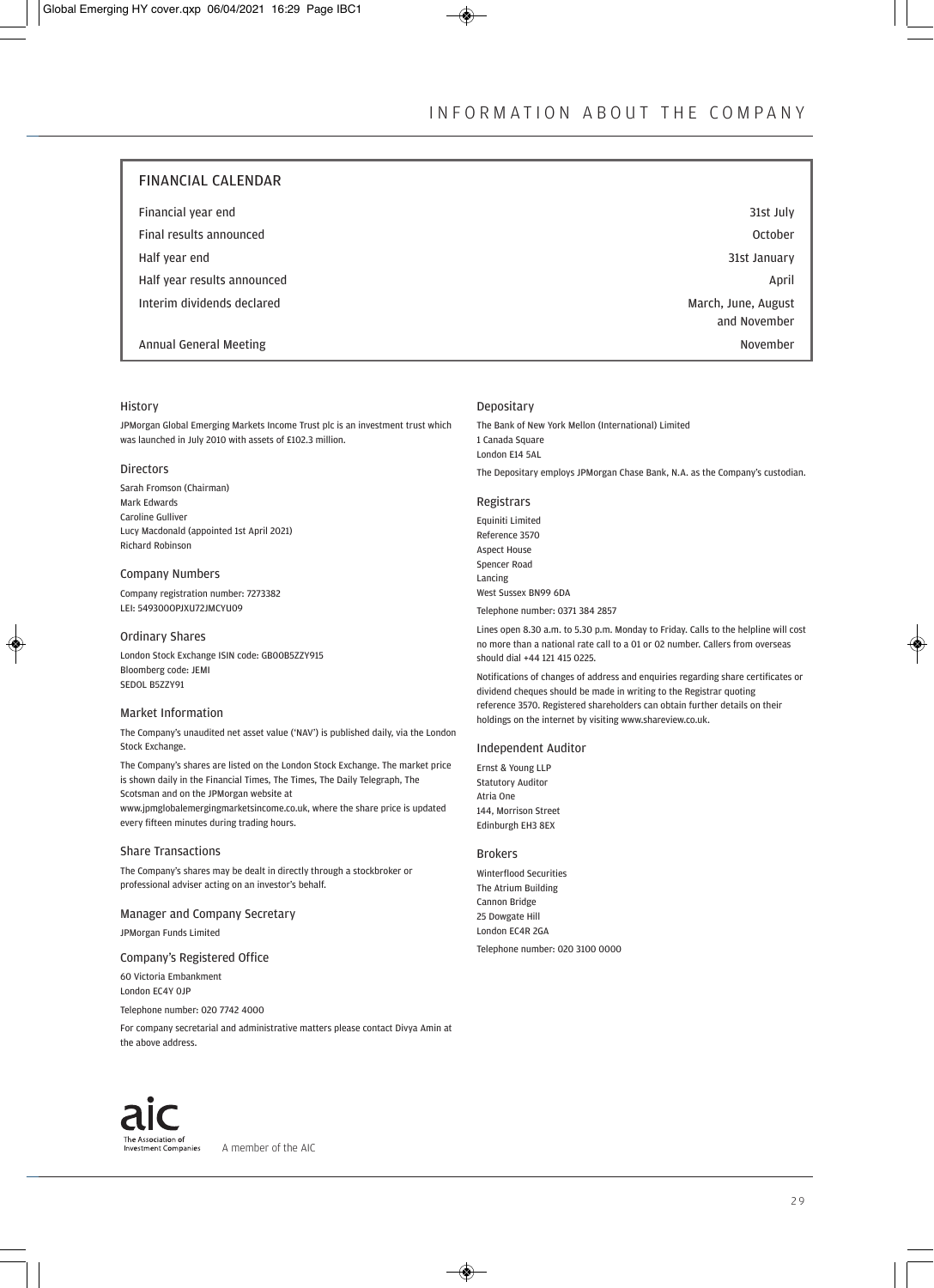# INFORMATION ABOUT THE COMPANY

## FINANCIAL CALENDAR

| | |
|---|---|
| Financial year end | 31st July |
| Final results announced | October |
| Half year end | 31st January |
| Half year results announced | April |
| Interim dividends declared | March, June, August and November |
| Annual General Meeting | November |

### History

JPMorgan Global Emerging Markets Income Trust plc is an investment trust which was launched in July 2010 with assets of £102.3 million.

### Directors

Sarah Fromson (Chairman)
Mark Edwards
Caroline Gulliver
Lucy Macdonald (appointed 1st April 2021)
Richard Robinson

### Company Numbers

Company registration number: 7273382
LEI: 549300OPJXU72JMCYU09

### Ordinary Shares

London Stock Exchange ISIN code: GB00B5ZZY915
Bloomberg code: JEMI
SEDOL B5ZZY91

### Market Information

The Company's unaudited net asset value ('NAV') is published daily, via the London Stock Exchange.

The Company's shares are listed on the London Stock Exchange. The market price is shown daily in the Financial Times, The Times, The Daily Telegraph, The Scotsman and on the JPMorgan website at www.jpmglobalemergingmarketsincome.co.uk, where the share price is updated every fifteen minutes during trading hours.

### Share Transactions

The Company's shares may be dealt in directly through a stockbroker or professional adviser acting on an investor's behalf.

### Manager and Company Secretary

JPMorgan Funds Limited

### Company's Registered Office

60 Victoria Embankment
London EC4Y 0JP

Telephone number: 020 7742 4000

For company secretarial and administrative matters please contact Divya Amin at the above address.

### Depositary

The Bank of New York Mellon (International) Limited
1 Canada Square
London E14 5AL

The Depositary employs JPMorgan Chase Bank, N.A. as the Company's custodian.

### Registrars

Equiniti Limited
Reference 3570
Aspect House
Spencer Road
Lancing
West Sussex BN99 6DA

Telephone number: 0371 384 2857

Lines open 8.30 a.m. to 5.30 p.m. Monday to Friday. Calls to the helpline will cost no more than a national rate call to a 01 or 02 number. Callers from overseas should dial +44 121 415 0225.

Notifications of changes of address and enquiries regarding share certificates or dividend cheques should be made in writing to the Registrar quoting reference 3570. Registered shareholders can obtain further details on their holdings on the internet by visiting www.shareview.co.uk.

### Independent Auditor

Ernst & Young LLP
Statutory Auditor
Atria One
144, Morrison Street
Edinburgh EH3 8EX

### Brokers

Winterflood Securities
The Atrium Building
Cannon Bridge
25 Dowgate Hill
London EC4R 2GA

Telephone number: 020 3100 0000

aic The Association of Investment Companies

A member of the AIC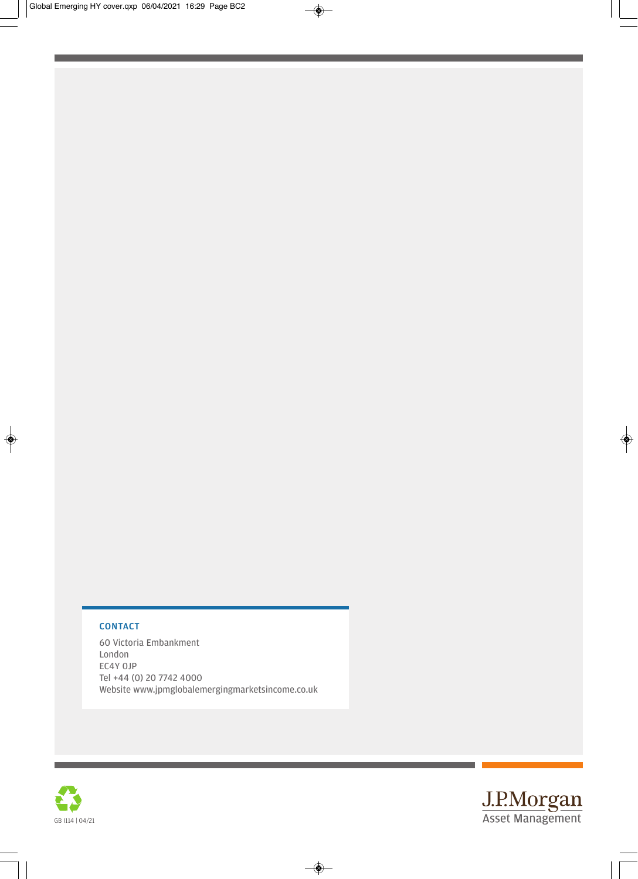## CONTACT

60 Victoria Embankment
London
EC4Y 0JP
Tel +44 (0) 20 7742 4000
Website www.jpmglobalemergingmarketsincome.co.uk

GB I114 | 04/21

J.P.Morgan
Asset Management